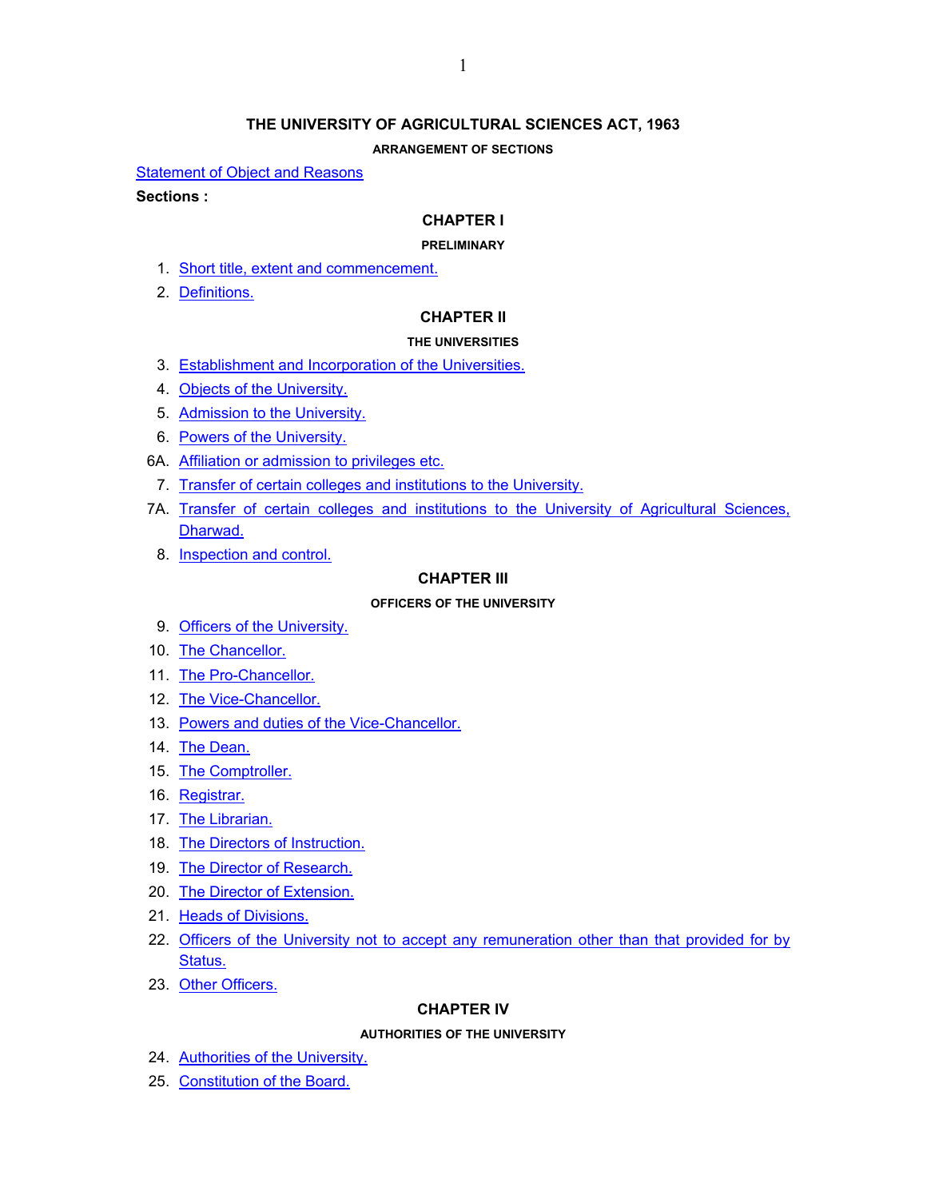# THE UNIVERSITY OF AGRICULTURAL SCIENCES ACT, 1963

**ARRANGEMENT OF SECTIONS**

Statement of Object and Reasons

**Sections :**

## CHAPTER I

**PRELIMINARY**

1. Short title, extent and commencement.
2. Definitions.

## CHAPTER II

**THE UNIVERSITIES**

3. Establishment and Incorporation of the Universities.
4. Objects of the University.
5. Admission to the University.
6. Powers of the University.

6A. Affiliation or admission to privileges etc.

7. Transfer of certain colleges and institutions to the University.

7A. Transfer of certain colleges and institutions to the University of Agricultural Sciences, Dharwad.

8. Inspection and control.

## CHAPTER III

**OFFICERS OF THE UNIVERSITY**

9. Officers of the University.
10. The Chancellor.
11. The Pro-Chancellor.
12. The Vice-Chancellor.
13. Powers and duties of the Vice-Chancellor.
14. The Dean.
15. The Comptroller.
16. Registrar.
17. The Librarian.
18. The Directors of Instruction.
19. The Director of Research.
20. The Director of Extension.
21. Heads of Divisions.
22. Officers of the University not to accept any remuneration other than that provided for by Status.
23. Other Officers.

## CHAPTER IV

**AUTHORITIES OF THE UNIVERSITY**

24. Authorities of the University.
25. Constitution of the Board.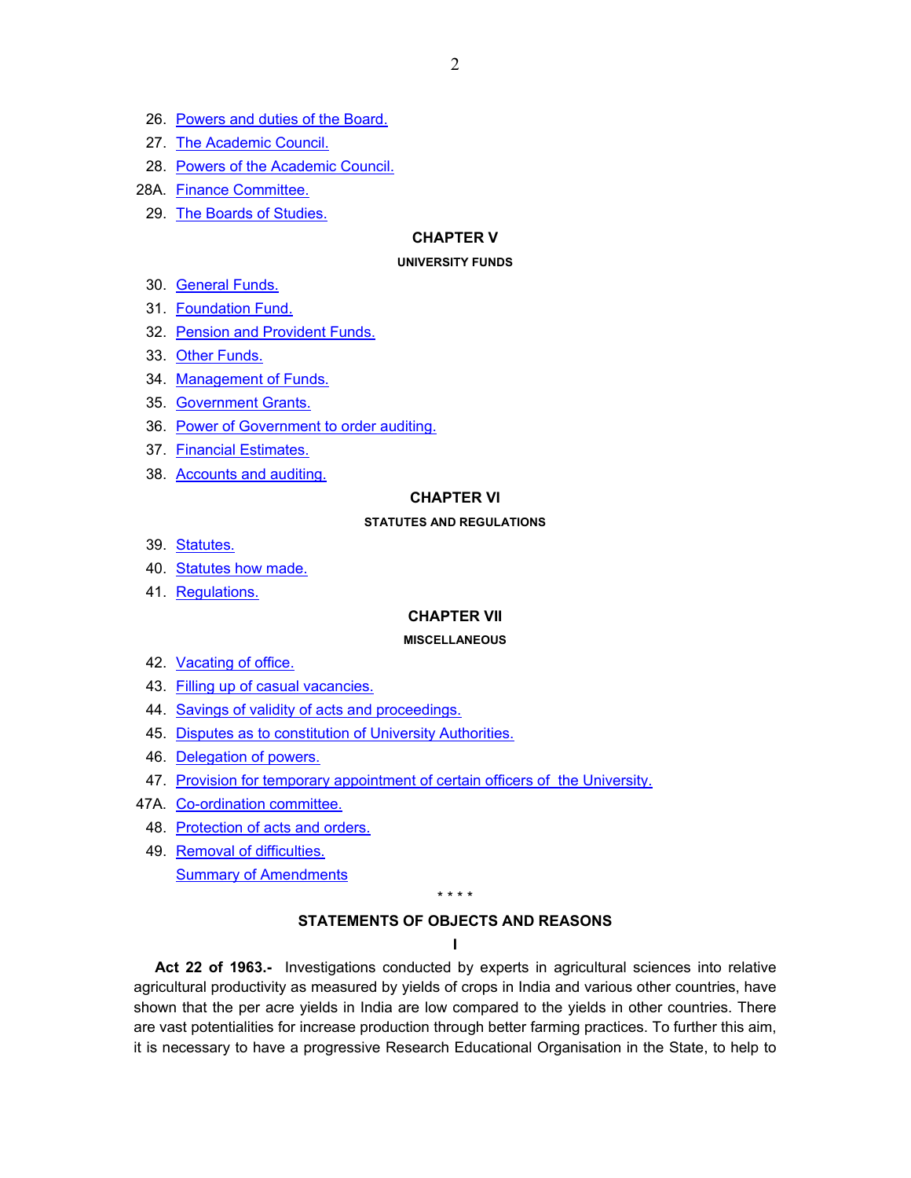26. Powers and duties of the Board.
27. The Academic Council.
28. Powers of the Academic Council.

28A. Finance Committee.

29. The Boards of Studies.

## CHAPTER V

### UNIVERSITY FUNDS

30. General Funds.
31. Foundation Fund.
32. Pension and Provident Funds.
33. Other Funds.
34. Management of Funds.
35. Government Grants.
36. Power of Government to order auditing.
37. Financial Estimates.
38. Accounts and auditing.

## CHAPTER VI

### STATUTES AND REGULATIONS

39. Statutes.
40. Statutes how made.
41. Regulations.

## CHAPTER VII

### MISCELLANEOUS

42. Vacating of office.
43. Filling up of casual vacancies.
44. Savings of validity of acts and proceedings.
45. Disputes as to constitution of University Authorities.
46. Delegation of powers.
47. Provision for temporary appointment of certain officers of the University.

47A. Co-ordination committee.

48. Protection of acts and orders.
49. Removal of difficulties.

Summary of Amendments

\* \* \* \*

## STATEMENTS OF OBJECTS AND REASONS

### I

**Act 22 of 1963.-** Investigations conducted by experts in agricultural sciences into relative agricultural productivity as measured by yields of crops in India and various other countries, have shown that the per acre yields in India are low compared to the yields in other countries. There are vast potentialities for increase production through better farming practices. To further this aim, it is necessary to have a progressive Research Educational Organisation in the State, to help to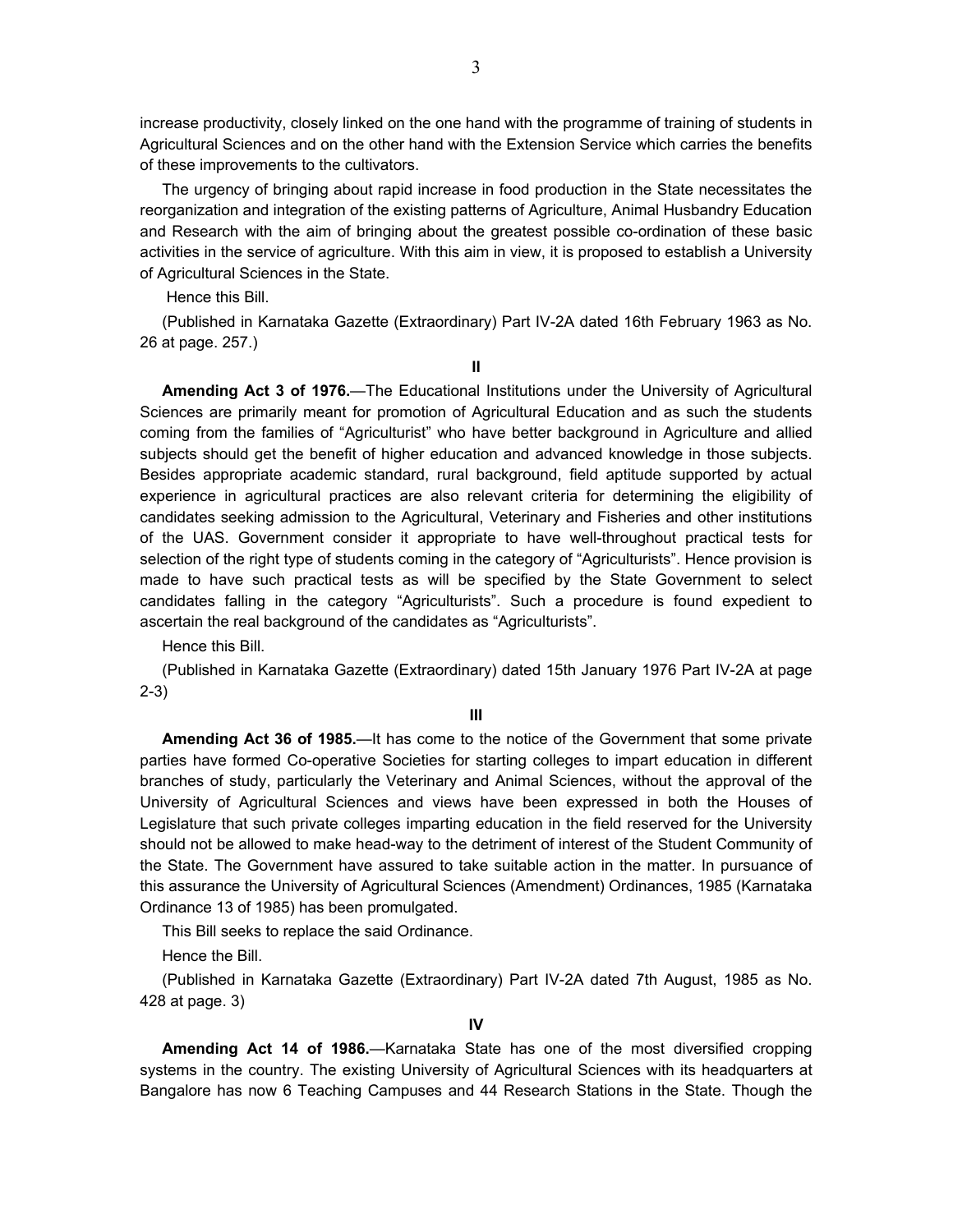increase productivity, closely linked on the one hand with the programme of training of students in Agricultural Sciences and on the other hand with the Extension Service which carries the benefits of these improvements to the cultivators.

The urgency of bringing about rapid increase in food production in the State necessitates the reorganization and integration of the existing patterns of Agriculture, Animal Husbandry Education and Research with the aim of bringing about the greatest possible co-ordination of these basic activities in the service of agriculture. With this aim in view, it is proposed to establish a University of Agricultural Sciences in the State.

Hence this Bill.

(Published in Karnataka Gazette (Extraordinary) Part IV-2A dated 16th February 1963 as No. 26 at page. 257.)

**II**

**Amending Act 3 of 1976.**—The Educational Institutions under the University of Agricultural Sciences are primarily meant for promotion of Agricultural Education and as such the students coming from the families of "Agriculturist" who have better background in Agriculture and allied subjects should get the benefit of higher education and advanced knowledge in those subjects. Besides appropriate academic standard, rural background, field aptitude supported by actual experience in agricultural practices are also relevant criteria for determining the eligibility of candidates seeking admission to the Agricultural, Veterinary and Fisheries and other institutions of the UAS. Government consider it appropriate to have well-throughout practical tests for selection of the right type of students coming in the category of "Agriculturists". Hence provision is made to have such practical tests as will be specified by the State Government to select candidates falling in the category "Agriculturists". Such a procedure is found expedient to ascertain the real background of the candidates as "Agriculturists".

Hence this Bill.

(Published in Karnataka Gazette (Extraordinary) dated 15th January 1976 Part IV-2A at page 2-3)

**III**

**Amending Act 36 of 1985.**—It has come to the notice of the Government that some private parties have formed Co-operative Societies for starting colleges to impart education in different branches of study, particularly the Veterinary and Animal Sciences, without the approval of the University of Agricultural Sciences and views have been expressed in both the Houses of Legislature that such private colleges imparting education in the field reserved for the University should not be allowed to make head-way to the detriment of interest of the Student Community of the State. The Government have assured to take suitable action in the matter. In pursuance of this assurance the University of Agricultural Sciences (Amendment) Ordinances, 1985 (Karnataka Ordinance 13 of 1985) has been promulgated.

This Bill seeks to replace the said Ordinance.

Hence the Bill.

(Published in Karnataka Gazette (Extraordinary) Part IV-2A dated 7th August, 1985 as No. 428 at page. 3)

**IV**

**Amending Act 14 of 1986.**—Karnataka State has one of the most diversified cropping systems in the country. The existing University of Agricultural Sciences with its headquarters at Bangalore has now 6 Teaching Campuses and 44 Research Stations in the State. Though the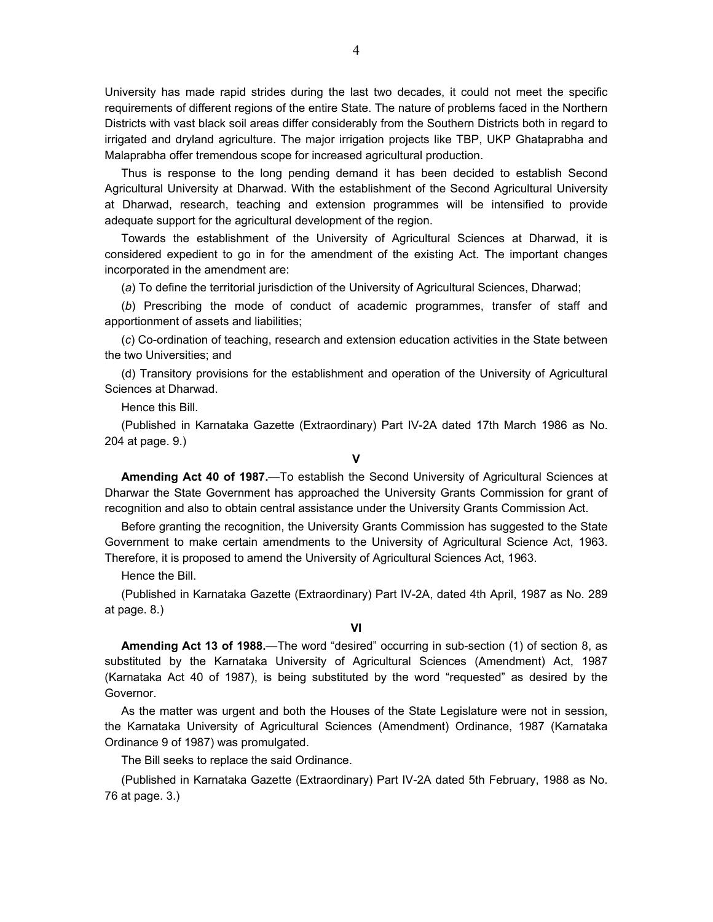University has made rapid strides during the last two decades, it could not meet the specific requirements of different regions of the entire State. The nature of problems faced in the Northern Districts with vast black soil areas differ considerably from the Southern Districts both in regard to irrigated and dryland agriculture. The major irrigation projects like TBP, UKP Ghataprabha and Malaprabha offer tremendous scope for increased agricultural production.

Thus is response to the long pending demand it has been decided to establish Second Agricultural University at Dharwad. With the establishment of the Second Agricultural University at Dharwad, research, teaching and extension programmes will be intensified to provide adequate support for the agricultural development of the region.

Towards the establishment of the University of Agricultural Sciences at Dharwad, it is considered expedient to go in for the amendment of the existing Act. The important changes incorporated in the amendment are:

(*a*) To define the territorial jurisdiction of the University of Agricultural Sciences, Dharwad;

(*b*) Prescribing the mode of conduct of academic programmes, transfer of staff and apportionment of assets and liabilities;

(*c*) Co-ordination of teaching, research and extension education activities in the State between the two Universities; and

(d) Transitory provisions for the establishment and operation of the University of Agricultural Sciences at Dharwad.

Hence this Bill.

(Published in Karnataka Gazette (Extraordinary) Part IV-2A dated 17th March 1986 as No. 204 at page. 9.)

**V**

**Amending Act 40 of 1987.**—To establish the Second University of Agricultural Sciences at Dharwar the State Government has approached the University Grants Commission for grant of recognition and also to obtain central assistance under the University Grants Commission Act.

Before granting the recognition, the University Grants Commission has suggested to the State Government to make certain amendments to the University of Agricultural Science Act, 1963. Therefore, it is proposed to amend the University of Agricultural Sciences Act, 1963.

Hence the Bill.

(Published in Karnataka Gazette (Extraordinary) Part IV-2A, dated 4th April, 1987 as No. 289 at page. 8.)

**VI**

**Amending Act 13 of 1988.**—The word "desired" occurring in sub-section (1) of section 8, as substituted by the Karnataka University of Agricultural Sciences (Amendment) Act, 1987 (Karnataka Act 40 of 1987), is being substituted by the word "requested" as desired by the Governor.

As the matter was urgent and both the Houses of the State Legislature were not in session, the Karnataka University of Agricultural Sciences (Amendment) Ordinance, 1987 (Karnataka Ordinance 9 of 1987) was promulgated.

The Bill seeks to replace the said Ordinance.

(Published in Karnataka Gazette (Extraordinary) Part IV-2A dated 5th February, 1988 as No. 76 at page. 3.)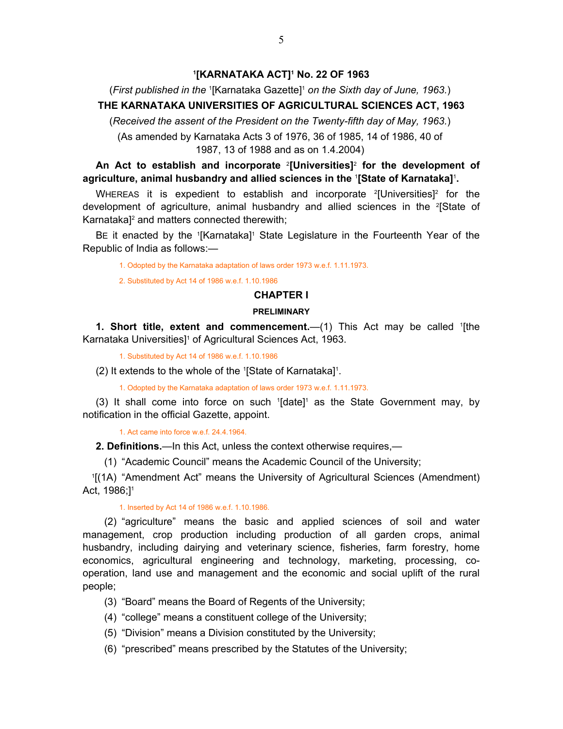# [1][KARNATAKA ACT][1] No. 22 OF 1963

(*First published in the* [1][Karnataka Gazette][1] *on the Sixth day of June, 1963.*)

## THE KARNATAKA UNIVERSITIES OF AGRICULTURAL SCIENCES ACT, 1963

(*Received the assent of the President on the Twenty-fifth day of May, 1963.*)

(As amended by Karnataka Acts 3 of 1976, 36 of 1985, 14 of 1986, 40 of 1987, 13 of 1988 and as on 1.4.2004)

**An Act to establish and incorporate [2][Universities][2] for the development of agriculture, animal husbandry and allied sciences in the [1][State of Karnataka][1].**

WHEREAS it is expedient to establish and incorporate [2][Universities][2] for the development of agriculture, animal husbandry and allied sciences in the [2][State of Karnataka][2] and matters connected therewith;

BE it enacted by the [1][Karnataka][1] State Legislature in the Fourteenth Year of the Republic of India as follows:—

1. Odopted by the Karnataka adaptation of laws order 1973 w.e.f. 1.11.1973.

2. Substituted by Act 14 of 1986 w.e.f. 1.10.1986

## CHAPTER I

### PRELIMINARY

**1. Short title, extent and commencement.**—(1) This Act may be called [1][the Karnataka Universities][1] of Agricultural Sciences Act, 1963.

1. Substituted by Act 14 of 1986 w.e.f. 1.10.1986

(2) It extends to the whole of the [1][State of Karnataka][1].

1. Odopted by the Karnataka adaptation of laws order 1973 w.e.f. 1.11.1973.

(3) It shall come into force on such [1][date][1] as the State Government may, by notification in the official Gazette, appoint.

1. Act came into force w.e.f. 24.4.1964.

**2. Definitions.**—In this Act, unless the context otherwise requires,—

(1) "Academic Council" means the Academic Council of the University;

[1][(1A) "Amendment Act" means the University of Agricultural Sciences (Amendment) Act, 1986;][1]

1. Inserted by Act 14 of 1986 w.e.f. 1.10.1986.

(2) "agriculture" means the basic and applied sciences of soil and water management, crop production including production of all garden crops, animal husbandry, including dairying and veterinary science, fisheries, farm forestry, home economics, agricultural engineering and technology, marketing, processing, co-operation, land use and management and the economic and social uplift of the rural people;

(3) "Board" means the Board of Regents of the University;

(4) "college" means a constituent college of the University;

(5) "Division" means a Division constituted by the University;

(6) "prescribed" means prescribed by the Statutes of the University;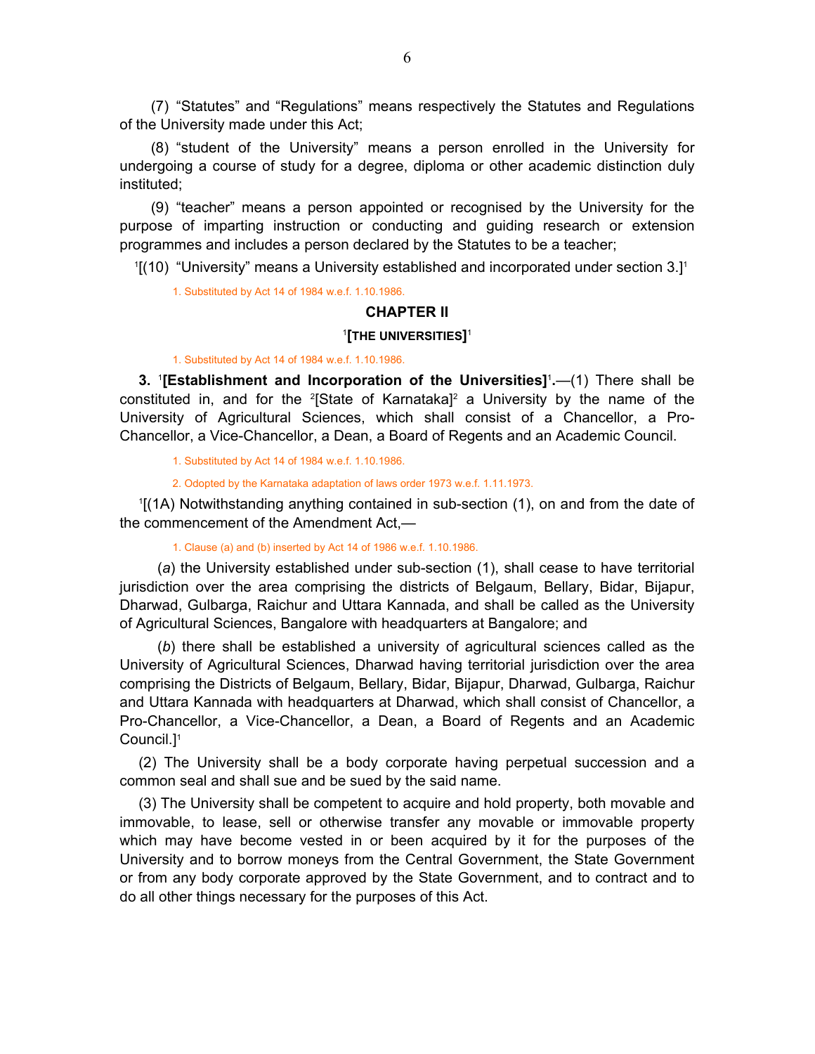(7) "Statutes" and "Regulations" means respectively the Statutes and Regulations of the University made under this Act;

(8) "student of the University" means a person enrolled in the University for undergoing a course of study for a degree, diploma or other academic distinction duly instituted;

(9) "teacher" means a person appointed or recognised by the University for the purpose of imparting instruction or conducting and guiding research or extension programmes and includes a person declared by the Statutes to be a teacher;

[1][(10) "University" means a University established and incorporated under section 3.][1]

1. Substituted by Act 14 of 1984 w.e.f. 1.10.1986.

## CHAPTER II

### [1][THE UNIVERSITIES][1]

1. Substituted by Act 14 of 1984 w.e.f. 1.10.1986.

**3.** [1]**[Establishment and Incorporation of the Universities]**[1]**.**—(1) There shall be constituted in, and for the [2][State of Karnataka][2] a University by the name of the University of Agricultural Sciences, which shall consist of a Chancellor, a Pro-Chancellor, a Vice-Chancellor, a Dean, a Board of Regents and an Academic Council.

1. Substituted by Act 14 of 1984 w.e.f. 1.10.1986.

2. Odopted by the Karnataka adaptation of laws order 1973 w.e.f. 1.11.1973.

[1][(1A) Notwithstanding anything contained in sub-section (1), on and from the date of the commencement of the Amendment Act,—

1. Clause (a) and (b) inserted by Act 14 of 1986 w.e.f. 1.10.1986.

(*a*) the University established under sub-section (1), shall cease to have territorial jurisdiction over the area comprising the districts of Belgaum, Bellary, Bidar, Bijapur, Dharwad, Gulbarga, Raichur and Uttara Kannada, and shall be called as the University of Agricultural Sciences, Bangalore with headquarters at Bangalore; and

(*b*) there shall be established a university of agricultural sciences called as the University of Agricultural Sciences, Dharwad having territorial jurisdiction over the area comprising the Districts of Belgaum, Bellary, Bidar, Bijapur, Dharwad, Gulbarga, Raichur and Uttara Kannada with headquarters at Dharwad, which shall consist of Chancellor, a Pro-Chancellor, a Vice-Chancellor, a Dean, a Board of Regents and an Academic Council.][1]

(2) The University shall be a body corporate having perpetual succession and a common seal and shall sue and be sued by the said name.

(3) The University shall be competent to acquire and hold property, both movable and immovable, to lease, sell or otherwise transfer any movable or immovable property which may have become vested in or been acquired by it for the purposes of the University and to borrow moneys from the Central Government, the State Government or from any body corporate approved by the State Government, and to contract and to do all other things necessary for the purposes of this Act.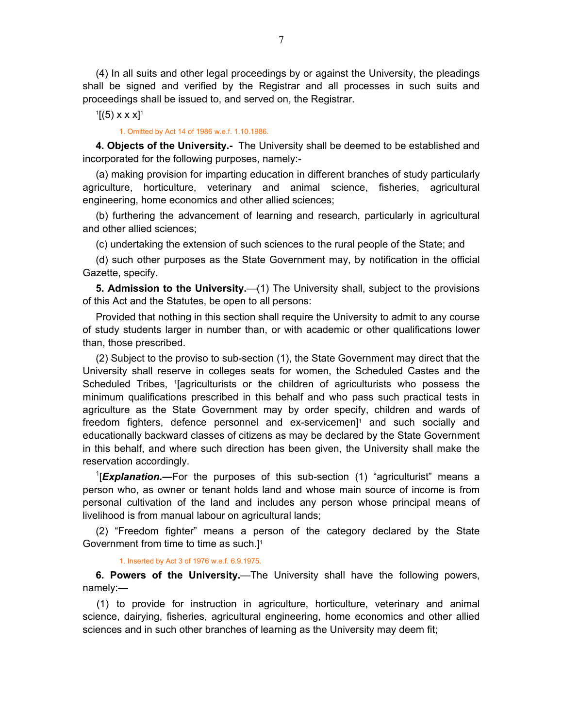(4) In all suits and other legal proceedings by or against the University, the pleadings shall be signed and verified by the Registrar and all processes in such suits and proceedings shall be issued to, and served on, the Registrar.

[1][(5) x x x][1]

1. Omitted by Act 14 of 1986 w.e.f. 1.10.1986.

**4. Objects of the University.-** The University shall be deemed to be established and incorporated for the following purposes, namely:-

(a) making provision for imparting education in different branches of study particularly agriculture, horticulture, veterinary and animal science, fisheries, agricultural engineering, home economics and other allied sciences;

(b) furthering the advancement of learning and research, particularly in agricultural and other allied sciences;

(c) undertaking the extension of such sciences to the rural people of the State; and

(d) such other purposes as the State Government may, by notification in the official Gazette, specify.

**5. Admission to the University.**—(1) The University shall, subject to the provisions of this Act and the Statutes, be open to all persons:

Provided that nothing in this section shall require the University to admit to any course of study students larger in number than, or with academic or other qualifications lower than, those prescribed.

(2) Subject to the proviso to sub-section (1), the State Government may direct that the University shall reserve in colleges seats for women, the Scheduled Castes and the Scheduled Tribes, [1][agriculturists or the children of agriculturists who possess the minimum qualifications prescribed in this behalf and who pass such practical tests in agriculture as the State Government may by order specify, children and wards of freedom fighters, defence personnel and ex-servicemen][1] and such socially and educationally backward classes of citizens as may be declared by the State Government in this behalf, and where such direction has been given, the University shall make the reservation accordingly.

[1][***Explanation.*—**For the purposes of this sub-section (1) "agriculturist" means a person who, as owner or tenant holds land and whose main source of income is from personal cultivation of the land and includes any person whose principal means of livelihood is from manual labour on agricultural lands;

(2) "Freedom fighter" means a person of the category declared by the State Government from time to time as such.][1]

1. Inserted by Act 3 of 1976 w.e.f. 6.9.1975.

**6. Powers of the University.**—The University shall have the following powers, namely:—

(1) to provide for instruction in agriculture, horticulture, veterinary and animal science, dairying, fisheries, agricultural engineering, home economics and other allied sciences and in such other branches of learning as the University may deem fit;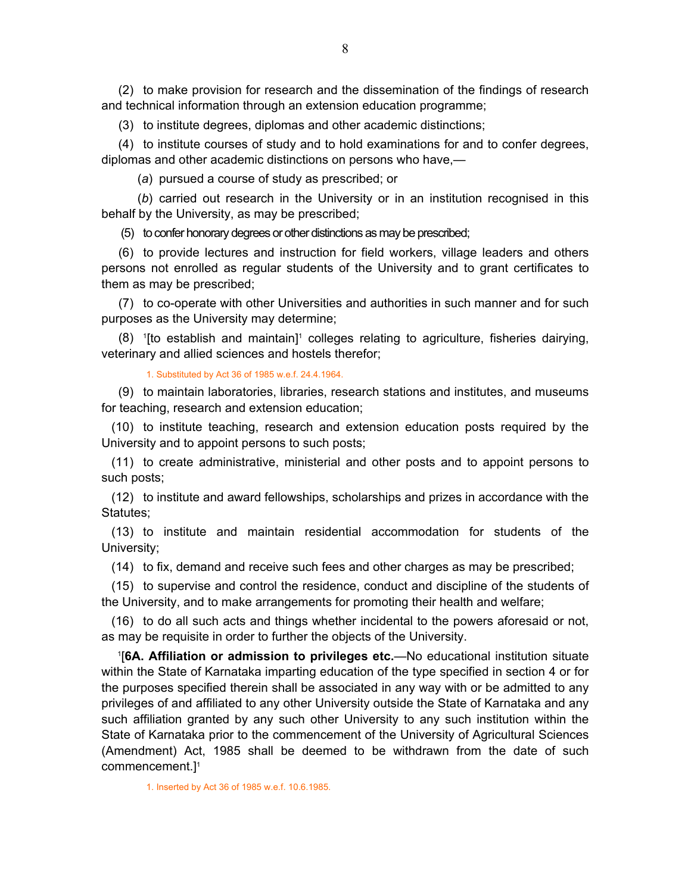(2) to make provision for research and the dissemination of the findings of research and technical information through an extension education programme;

(3) to institute degrees, diplomas and other academic distinctions;

(4) to institute courses of study and to hold examinations for and to confer degrees, diplomas and other academic distinctions on persons who have,—

(*a*) pursued a course of study as prescribed; or

(*b*) carried out research in the University or in an institution recognised in this behalf by the University, as may be prescribed;

(5) to confer honorary degrees or other distinctions as may be prescribed;

(6) to provide lectures and instruction for field workers, village leaders and others persons not enrolled as regular students of the University and to grant certificates to them as may be prescribed;

(7) to co-operate with other Universities and authorities in such manner and for such purposes as the University may determine;

(8) [1][to establish and maintain][1] colleges relating to agriculture, fisheries dairying, veterinary and allied sciences and hostels therefor;

1. Substituted by Act 36 of 1985 w.e.f. 24.4.1964.

(9) to maintain laboratories, libraries, research stations and institutes, and museums for teaching, research and extension education;

(10) to institute teaching, research and extension education posts required by the University and to appoint persons to such posts;

(11) to create administrative, ministerial and other posts and to appoint persons to such posts;

(12) to institute and award fellowships, scholarships and prizes in accordance with the Statutes;

(13) to institute and maintain residential accommodation for students of the University;

(14) to fix, demand and receive such fees and other charges as may be prescribed;

(15) to supervise and control the residence, conduct and discipline of the students of the University, and to make arrangements for promoting their health and welfare;

(16) to do all such acts and things whether incidental to the powers aforesaid or not, as may be requisite in order to further the objects of the University.

[1][**6A. Affiliation or admission to privileges etc.**—No educational institution situate within the State of Karnataka imparting education of the type specified in section 4 or for the purposes specified therein shall be associated in any way with or be admitted to any privileges of and affiliated to any other University outside the State of Karnataka and any such affiliation granted by any such other University to any such institution within the State of Karnataka prior to the commencement of the University of Agricultural Sciences (Amendment) Act, 1985 shall be deemed to be withdrawn from the date of such commencement.][1]

1. Inserted by Act 36 of 1985 w.e.f. 10.6.1985.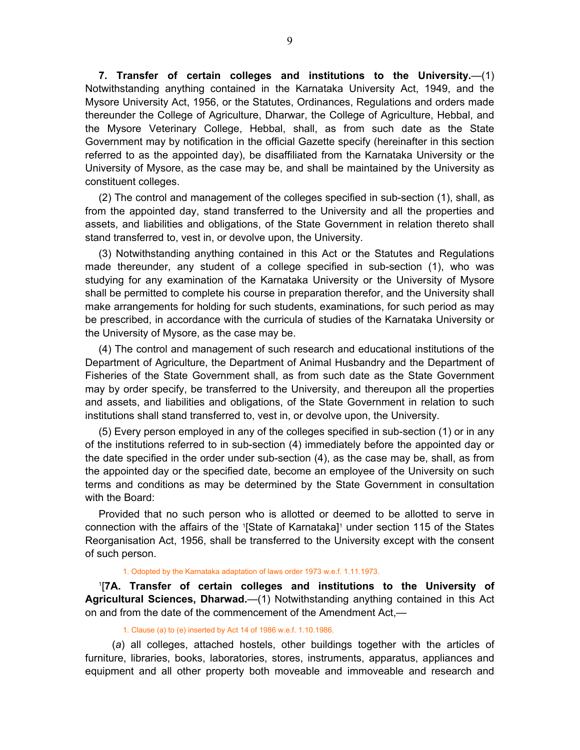**7. Transfer of certain colleges and institutions to the University.**—(1) Notwithstanding anything contained in the Karnataka University Act, 1949, and the Mysore University Act, 1956, or the Statutes, Ordinances, Regulations and orders made thereunder the College of Agriculture, Dharwar, the College of Agriculture, Hebbal, and the Mysore Veterinary College, Hebbal, shall, as from such date as the State Government may by notification in the official Gazette specify (hereinafter in this section referred to as the appointed day), be disaffiliated from the Karnataka University or the University of Mysore, as the case may be, and shall be maintained by the University as constituent colleges.

(2) The control and management of the colleges specified in sub-section (1), shall, as from the appointed day, stand transferred to the University and all the properties and assets, and liabilities and obligations, of the State Government in relation thereto shall stand transferred to, vest in, or devolve upon, the University.

(3) Notwithstanding anything contained in this Act or the Statutes and Regulations made thereunder, any student of a college specified in sub-section (1), who was studying for any examination of the Karnataka University or the University of Mysore shall be permitted to complete his course in preparation therefor, and the University shall make arrangements for holding for such students, examinations, for such period as may be prescribed, in accordance with the curricula of studies of the Karnataka University or the University of Mysore, as the case may be.

(4) The control and management of such research and educational institutions of the Department of Agriculture, the Department of Animal Husbandry and the Department of Fisheries of the State Government shall, as from such date as the State Government may by order specify, be transferred to the University, and thereupon all the properties and assets, and liabilities and obligations, of the State Government in relation to such institutions shall stand transferred to, vest in, or devolve upon, the University.

(5) Every person employed in any of the colleges specified in sub-section (1) or in any of the institutions referred to in sub-section (4) immediately before the appointed day or the date specified in the order under sub-section (4), as the case may be, shall, as from the appointed day or the specified date, become an employee of the University on such terms and conditions as may be determined by the State Government in consultation with the Board:

Provided that no such person who is allotted or deemed to be allotted to serve in connection with the affairs of the [1][State of Karnataka][1] under section 115 of the States Reorganisation Act, 1956, shall be transferred to the University except with the consent of such person.

1. Odopted by the Karnataka adaptation of laws order 1973 w.e.f. 1.11.1973.

[1][**7A. Transfer of certain colleges and institutions to the University of Agricultural Sciences, Dharwad.**—(1) Notwithstanding anything contained in this Act on and from the date of the commencement of the Amendment Act,—

1. Clause (a) to (e) inserted by Act 14 of 1986 w.e.f. 1.10.1986.

(*a*) all colleges, attached hostels, other buildings together with the articles of furniture, libraries, books, laboratories, stores, instruments, apparatus, appliances and equipment and all other property both moveable and immoveable and research and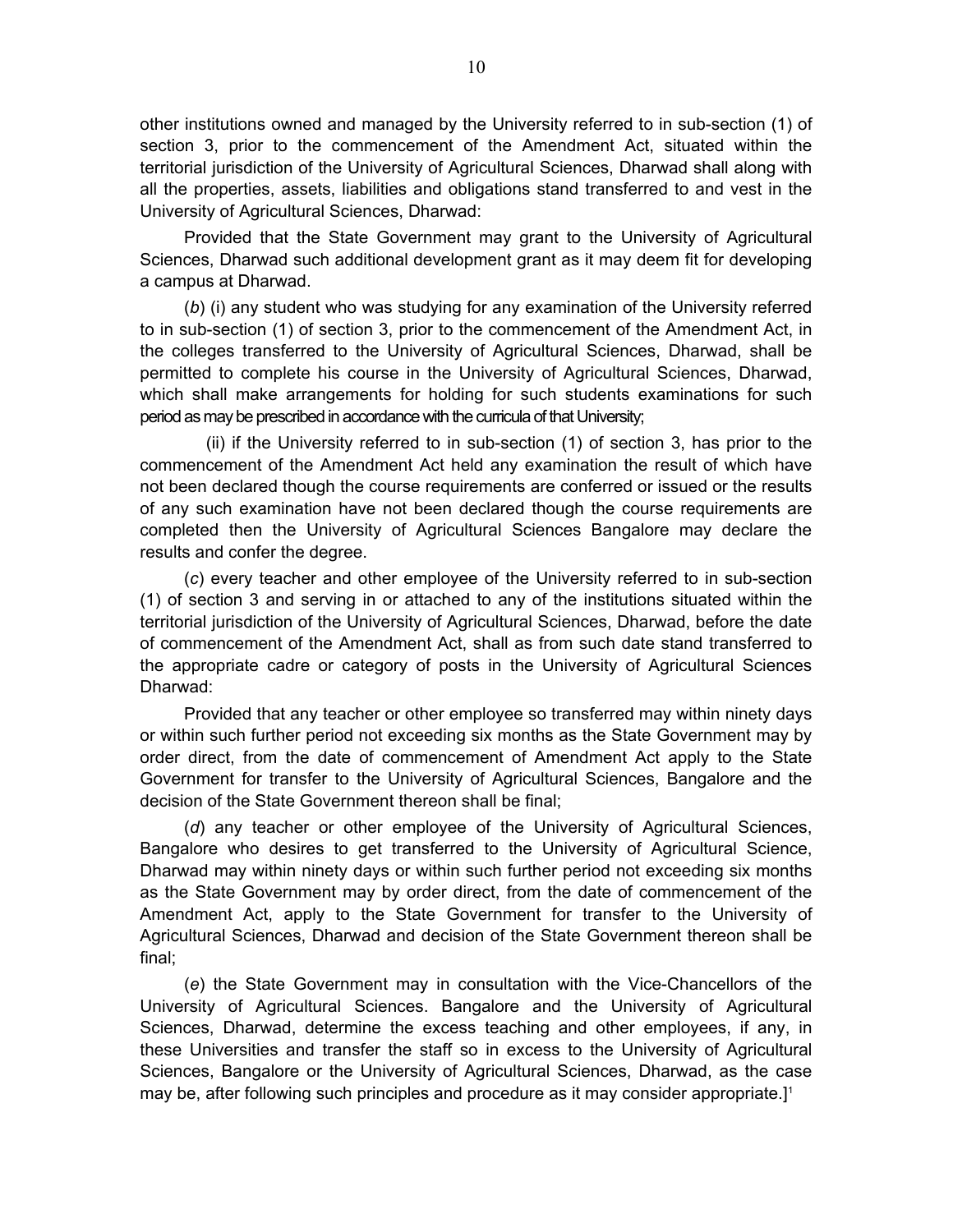other institutions owned and managed by the University referred to in sub-section (1) of section 3, prior to the commencement of the Amendment Act, situated within the territorial jurisdiction of the University of Agricultural Sciences, Dharwad shall along with all the properties, assets, liabilities and obligations stand transferred to and vest in the University of Agricultural Sciences, Dharwad:

Provided that the State Government may grant to the University of Agricultural Sciences, Dharwad such additional development grant as it may deem fit for developing a campus at Dharwad.

(*b*) (i) any student who was studying for any examination of the University referred to in sub-section (1) of section 3, prior to the commencement of the Amendment Act, in the colleges transferred to the University of Agricultural Sciences, Dharwad, shall be permitted to complete his course in the University of Agricultural Sciences, Dharwad, which shall make arrangements for holding for such students examinations for such period as may be prescribed in accordance with the curricula of that University;

(ii) if the University referred to in sub-section (1) of section 3, has prior to the commencement of the Amendment Act held any examination the result of which have not been declared though the course requirements are conferred or issued or the results of any such examination have not been declared though the course requirements are completed then the University of Agricultural Sciences Bangalore may declare the results and confer the degree.

(*c*) every teacher and other employee of the University referred to in sub-section (1) of section 3 and serving in or attached to any of the institutions situated within the territorial jurisdiction of the University of Agricultural Sciences, Dharwad, before the date of commencement of the Amendment Act, shall as from such date stand transferred to the appropriate cadre or category of posts in the University of Agricultural Sciences Dharwad:

Provided that any teacher or other employee so transferred may within ninety days or within such further period not exceeding six months as the State Government may by order direct, from the date of commencement of Amendment Act apply to the State Government for transfer to the University of Agricultural Sciences, Bangalore and the decision of the State Government thereon shall be final;

(*d*) any teacher or other employee of the University of Agricultural Sciences, Bangalore who desires to get transferred to the University of Agricultural Science, Dharwad may within ninety days or within such further period not exceeding six months as the State Government may by order direct, from the date of commencement of the Amendment Act, apply to the State Government for transfer to the University of Agricultural Sciences, Dharwad and decision of the State Government thereon shall be final;

(*e*) the State Government may in consultation with the Vice-Chancellors of the University of Agricultural Sciences. Bangalore and the University of Agricultural Sciences, Dharwad, determine the excess teaching and other employees, if any, in these Universities and transfer the staff so in excess to the University of Agricultural Sciences, Bangalore or the University of Agricultural Sciences, Dharwad, as the case may be, after following such principles and procedure as it may consider appropriate.][1]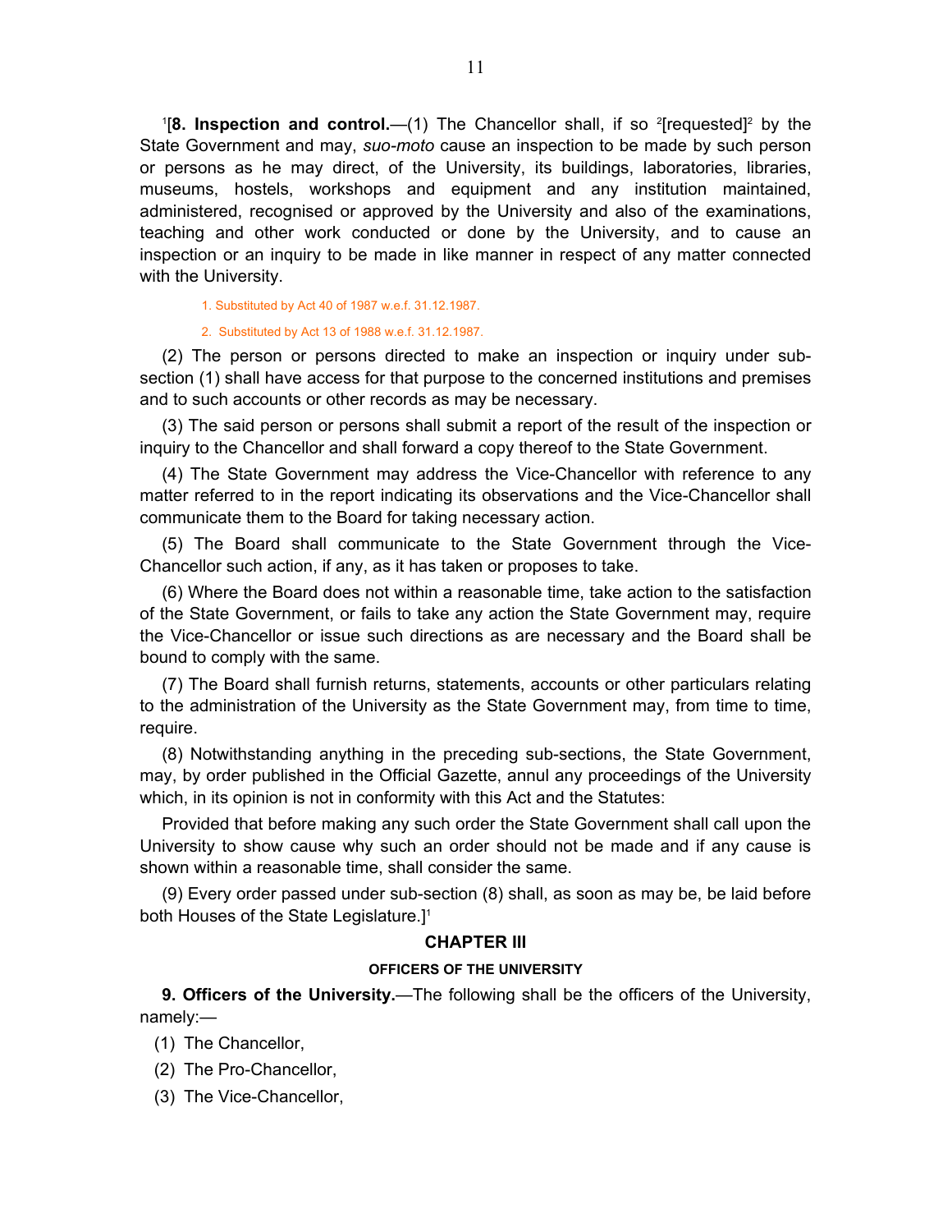[1][**8. Inspection and control.**—(1) The Chancellor shall, if so [2][requested][2] by the State Government and may, *suo-moto* cause an inspection to be made by such person or persons as he may direct, of the University, its buildings, laboratories, libraries, museums, hostels, workshops and equipment and any institution maintained, administered, recognised or approved by the University and also of the examinations, teaching and other work conducted or done by the University, and to cause an inspection or an inquiry to be made in like manner in respect of any matter connected with the University.

1. Substituted by Act 40 of 1987 w.e.f. 31.12.1987.

2. Substituted by Act 13 of 1988 w.e.f. 31.12.1987.

(2) The person or persons directed to make an inspection or inquiry under sub-section (1) shall have access for that purpose to the concerned institutions and premises and to such accounts or other records as may be necessary.

(3) The said person or persons shall submit a report of the result of the inspection or inquiry to the Chancellor and shall forward a copy thereof to the State Government.

(4) The State Government may address the Vice-Chancellor with reference to any matter referred to in the report indicating its observations and the Vice-Chancellor shall communicate them to the Board for taking necessary action.

(5) The Board shall communicate to the State Government through the Vice-Chancellor such action, if any, as it has taken or proposes to take.

(6) Where the Board does not within a reasonable time, take action to the satisfaction of the State Government, or fails to take any action the State Government may, require the Vice-Chancellor or issue such directions as are necessary and the Board shall be bound to comply with the same.

(7) The Board shall furnish returns, statements, accounts or other particulars relating to the administration of the University as the State Government may, from time to time, require.

(8) Notwithstanding anything in the preceding sub-sections, the State Government, may, by order published in the Official Gazette, annul any proceedings of the University which, in its opinion is not in conformity with this Act and the Statutes:

Provided that before making any such order the State Government shall call upon the University to show cause why such an order should not be made and if any cause is shown within a reasonable time, shall consider the same.

(9) Every order passed under sub-section (8) shall, as soon as may be, be laid before both Houses of the State Legislature.][1]

## CHAPTER III

### OFFICERS OF THE UNIVERSITY

**9. Officers of the University.**—The following shall be the officers of the University, namely:—

(1) The Chancellor,

(2) The Pro-Chancellor,

(3) The Vice-Chancellor,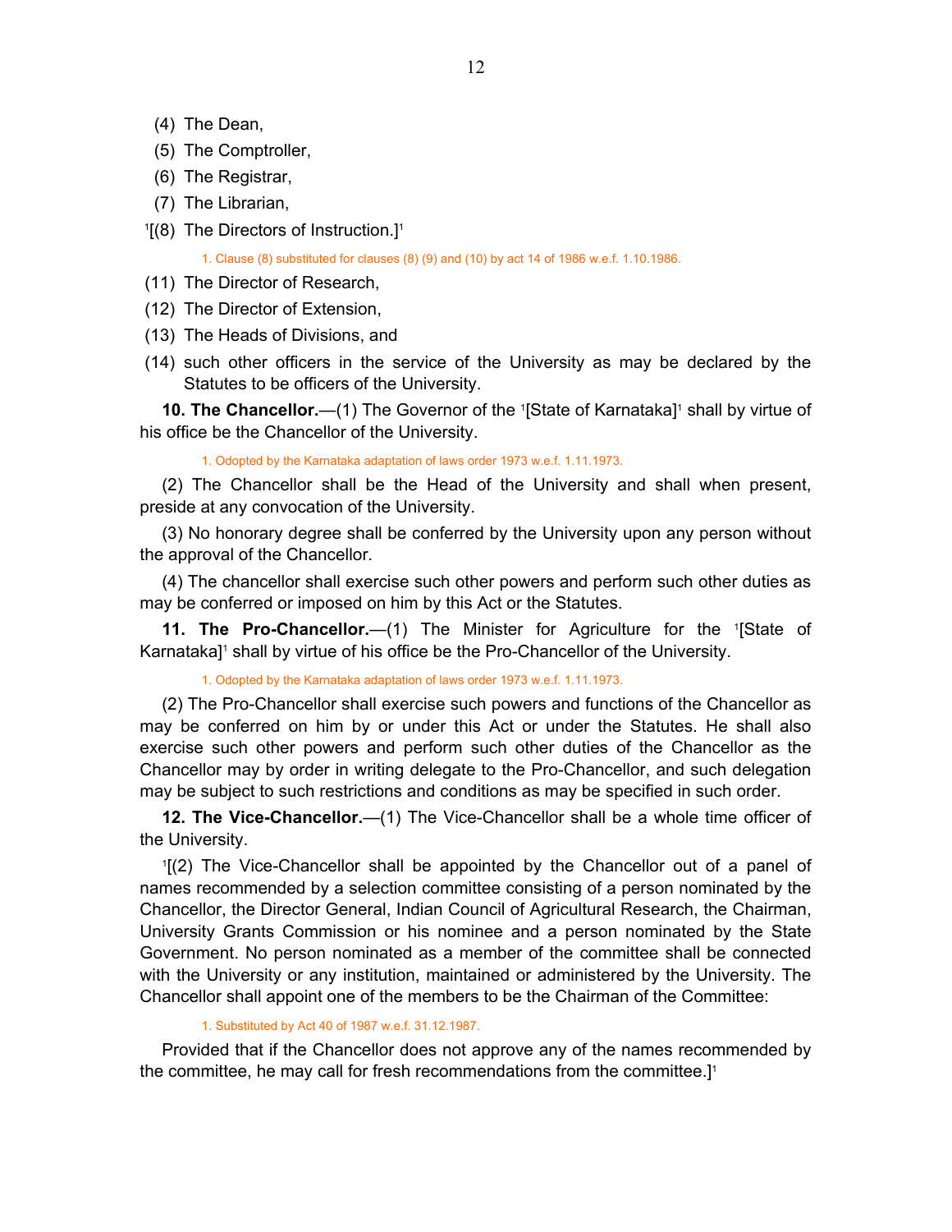(4) The Dean,

(5) The Comptroller,

(6) The Registrar,

(7) The Librarian,

[1][(8) The Directors of Instruction.][1]

1. Clause (8) substituted for clauses (8) (9) and (10) by act 14 of 1986 w.e.f. 1.10.1986.

(11) The Director of Research,

(12) The Director of Extension,

(13) The Heads of Divisions, and

(14) such other officers in the service of the University as may be declared by the Statutes to be officers of the University.

**10. The Chancellor.**—(1) The Governor of the [1][State of Karnataka][1] shall by virtue of his office be the Chancellor of the University.

1. Odopted by the Karnataka adaptation of laws order 1973 w.e.f. 1.11.1973.

(2) The Chancellor shall be the Head of the University and shall when present, preside at any convocation of the University.

(3) No honorary degree shall be conferred by the University upon any person without the approval of the Chancellor.

(4) The chancellor shall exercise such other powers and perform such other duties as may be conferred or imposed on him by this Act or the Statutes.

**11. The Pro-Chancellor.**—(1) The Minister for Agriculture for the [1][State of Karnataka][1] shall by virtue of his office be the Pro-Chancellor of the University.

1. Odopted by the Karnataka adaptation of laws order 1973 w.e.f. 1.11.1973.

(2) The Pro-Chancellor shall exercise such powers and functions of the Chancellor as may be conferred on him by or under this Act or under the Statutes. He shall also exercise such other powers and perform such other duties of the Chancellor as the Chancellor may by order in writing delegate to the Pro-Chancellor, and such delegation may be subject to such restrictions and conditions as may be specified in such order.

**12. The Vice-Chancellor.**—(1) The Vice-Chancellor shall be a whole time officer of the University.

[1][(2) The Vice-Chancellor shall be appointed by the Chancellor out of a panel of names recommended by a selection committee consisting of a person nominated by the Chancellor, the Director General, Indian Council of Agricultural Research, the Chairman, University Grants Commission or his nominee and a person nominated by the State Government. No person nominated as a member of the committee shall be connected with the University or any institution, maintained or administered by the University. The Chancellor shall appoint one of the members to be the Chairman of the Committee:

1. Substituted by Act 40 of 1987 w.e.f. 31.12.1987.

Provided that if the Chancellor does not approve any of the names recommended by the committee, he may call for fresh recommendations from the committee.][1]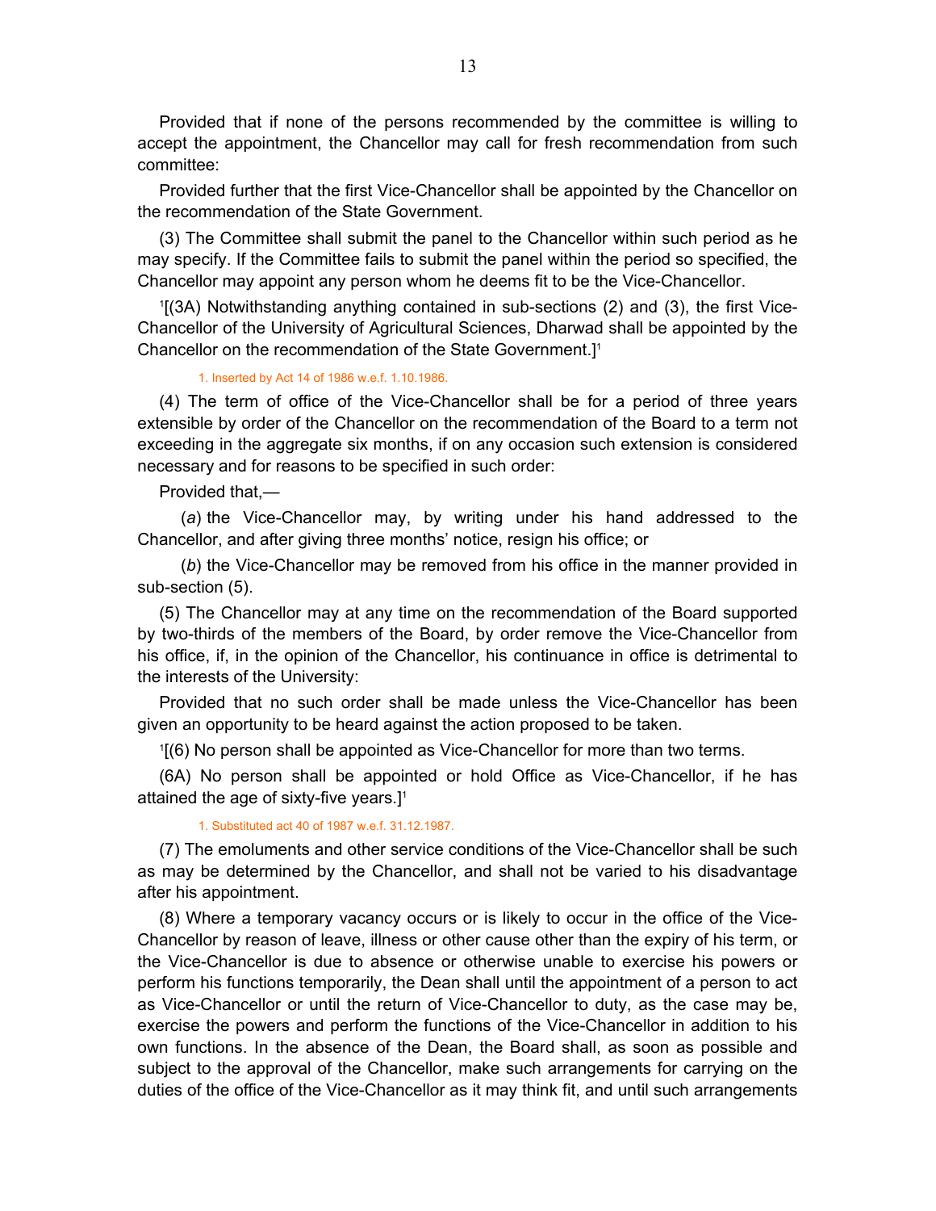Provided that if none of the persons recommended by the committee is willing to accept the appointment, the Chancellor may call for fresh recommendation from such committee:

Provided further that the first Vice-Chancellor shall be appointed by the Chancellor on the recommendation of the State Government.

(3) The Committee shall submit the panel to the Chancellor within such period as he may specify. If the Committee fails to submit the panel within the period so specified, the Chancellor may appoint any person whom he deems fit to be the Vice-Chancellor.

[1][(3A) Notwithstanding anything contained in sub-sections (2) and (3), the first Vice-Chancellor of the University of Agricultural Sciences, Dharwad shall be appointed by the Chancellor on the recommendation of the State Government.][1]

1. Inserted by Act 14 of 1986 w.e.f. 1.10.1986.

(4) The term of office of the Vice-Chancellor shall be for a period of three years extensible by order of the Chancellor on the recommendation of the Board to a term not exceeding in the aggregate six months, if on any occasion such extension is considered necessary and for reasons to be specified in such order:

Provided that,—

(*a*) the Vice-Chancellor may, by writing under his hand addressed to the Chancellor, and after giving three months' notice, resign his office; or

(*b*) the Vice-Chancellor may be removed from his office in the manner provided in sub-section (5).

(5) The Chancellor may at any time on the recommendation of the Board supported by two-thirds of the members of the Board, by order remove the Vice-Chancellor from his office, if, in the opinion of the Chancellor, his continuance in office is detrimental to the interests of the University:

Provided that no such order shall be made unless the Vice-Chancellor has been given an opportunity to be heard against the action proposed to be taken.

[1][(6) No person shall be appointed as Vice-Chancellor for more than two terms.

(6A) No person shall be appointed or hold Office as Vice-Chancellor, if he has attained the age of sixty-five years.][1]

1. Substituted act 40 of 1987 w.e.f. 31.12.1987.

(7) The emoluments and other service conditions of the Vice-Chancellor shall be such as may be determined by the Chancellor, and shall not be varied to his disadvantage after his appointment.

(8) Where a temporary vacancy occurs or is likely to occur in the office of the Vice-Chancellor by reason of leave, illness or other cause other than the expiry of his term, or the Vice-Chancellor is due to absence or otherwise unable to exercise his powers or perform his functions temporarily, the Dean shall until the appointment of a person to act as Vice-Chancellor or until the return of Vice-Chancellor to duty, as the case may be, exercise the powers and perform the functions of the Vice-Chancellor in addition to his own functions. In the absence of the Dean, the Board shall, as soon as possible and subject to the approval of the Chancellor, make such arrangements for carrying on the duties of the office of the Vice-Chancellor as it may think fit, and until such arrangements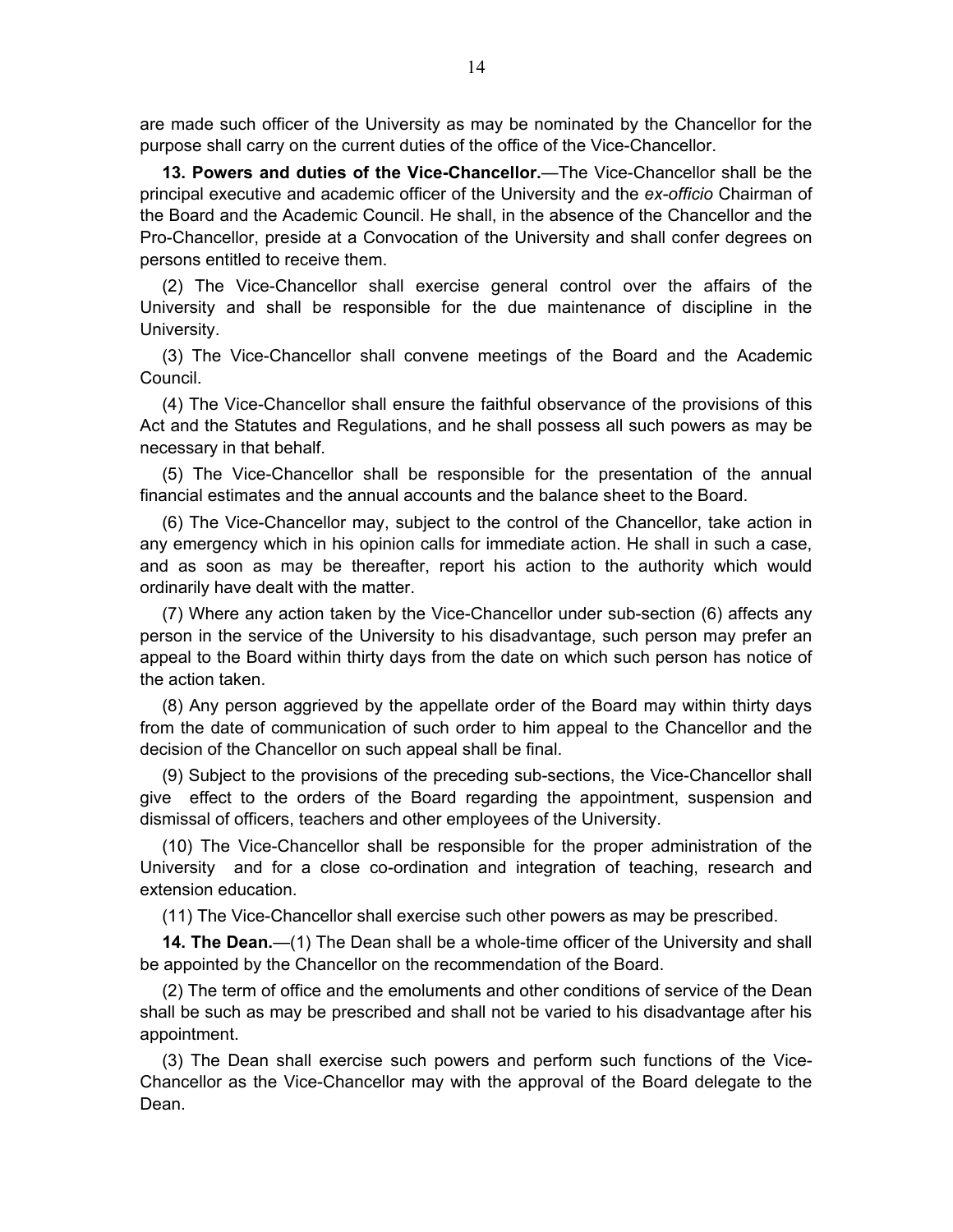are made such officer of the University as may be nominated by the Chancellor for the purpose shall carry on the current duties of the office of the Vice-Chancellor.

**13. Powers and duties of the Vice-Chancellor.**—The Vice-Chancellor shall be the principal executive and academic officer of the University and the *ex-officio* Chairman of the Board and the Academic Council. He shall, in the absence of the Chancellor and the Pro-Chancellor, preside at a Convocation of the University and shall confer degrees on persons entitled to receive them.

(2) The Vice-Chancellor shall exercise general control over the affairs of the University and shall be responsible for the due maintenance of discipline in the University.

(3) The Vice-Chancellor shall convene meetings of the Board and the Academic Council.

(4) The Vice-Chancellor shall ensure the faithful observance of the provisions of this Act and the Statutes and Regulations, and he shall possess all such powers as may be necessary in that behalf.

(5) The Vice-Chancellor shall be responsible for the presentation of the annual financial estimates and the annual accounts and the balance sheet to the Board.

(6) The Vice-Chancellor may, subject to the control of the Chancellor, take action in any emergency which in his opinion calls for immediate action. He shall in such a case, and as soon as may be thereafter, report his action to the authority which would ordinarily have dealt with the matter.

(7) Where any action taken by the Vice-Chancellor under sub-section (6) affects any person in the service of the University to his disadvantage, such person may prefer an appeal to the Board within thirty days from the date on which such person has notice of the action taken.

(8) Any person aggrieved by the appellate order of the Board may within thirty days from the date of communication of such order to him appeal to the Chancellor and the decision of the Chancellor on such appeal shall be final.

(9) Subject to the provisions of the preceding sub-sections, the Vice-Chancellor shall give effect to the orders of the Board regarding the appointment, suspension and dismissal of officers, teachers and other employees of the University.

(10) The Vice-Chancellor shall be responsible for the proper administration of the University and for a close co-ordination and integration of teaching, research and extension education.

(11) The Vice-Chancellor shall exercise such other powers as may be prescribed.

**14. The Dean.**—(1) The Dean shall be a whole-time officer of the University and shall be appointed by the Chancellor on the recommendation of the Board.

(2) The term of office and the emoluments and other conditions of service of the Dean shall be such as may be prescribed and shall not be varied to his disadvantage after his appointment.

(3) The Dean shall exercise such powers and perform such functions of the Vice-Chancellor as the Vice-Chancellor may with the approval of the Board delegate to the Dean.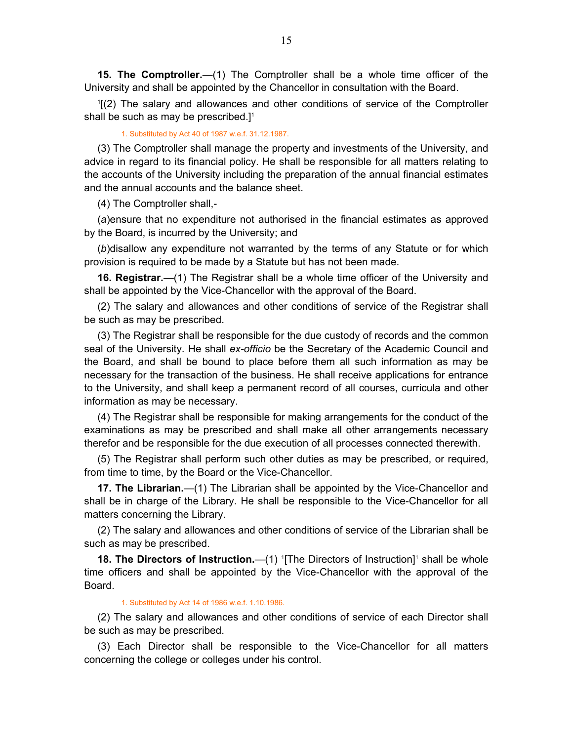**15. The Comptroller.**—(1) The Comptroller shall be a whole time officer of the University and shall be appointed by the Chancellor in consultation with the Board.

[1][(2) The salary and allowances and other conditions of service of the Comptroller shall be such as may be prescribed.][1]

1. Substituted by Act 40 of 1987 w.e.f. 31.12.1987.

(3) The Comptroller shall manage the property and investments of the University, and advice in regard to its financial policy. He shall be responsible for all matters relating to the accounts of the University including the preparation of the annual financial estimates and the annual accounts and the balance sheet.

(4) The Comptroller shall,-

(*a*)ensure that no expenditure not authorised in the financial estimates as approved by the Board, is incurred by the University; and

(*b*)disallow any expenditure not warranted by the terms of any Statute or for which provision is required to be made by a Statute but has not been made.

**16. Registrar.**—(1) The Registrar shall be a whole time officer of the University and shall be appointed by the Vice-Chancellor with the approval of the Board.

(2) The salary and allowances and other conditions of service of the Registrar shall be such as may be prescribed.

(3) The Registrar shall be responsible for the due custody of records and the common seal of the University. He shall *ex-officio* be the Secretary of the Academic Council and the Board, and shall be bound to place before them all such information as may be necessary for the transaction of the business. He shall receive applications for entrance to the University, and shall keep a permanent record of all courses, curricula and other information as may be necessary.

(4) The Registrar shall be responsible for making arrangements for the conduct of the examinations as may be prescribed and shall make all other arrangements necessary therefor and be responsible for the due execution of all processes connected therewith.

(5) The Registrar shall perform such other duties as may be prescribed, or required, from time to time, by the Board or the Vice-Chancellor.

**17. The Librarian.**—(1) The Librarian shall be appointed by the Vice-Chancellor and shall be in charge of the Library. He shall be responsible to the Vice-Chancellor for all matters concerning the Library.

(2) The salary and allowances and other conditions of service of the Librarian shall be such as may be prescribed.

**18. The Directors of Instruction.**—(1) [1][The Directors of Instruction][1] shall be whole time officers and shall be appointed by the Vice-Chancellor with the approval of the Board.

1. Substituted by Act 14 of 1986 w.e.f. 1.10.1986.

(2) The salary and allowances and other conditions of service of each Director shall be such as may be prescribed.

(3) Each Director shall be responsible to the Vice-Chancellor for all matters concerning the college or colleges under his control.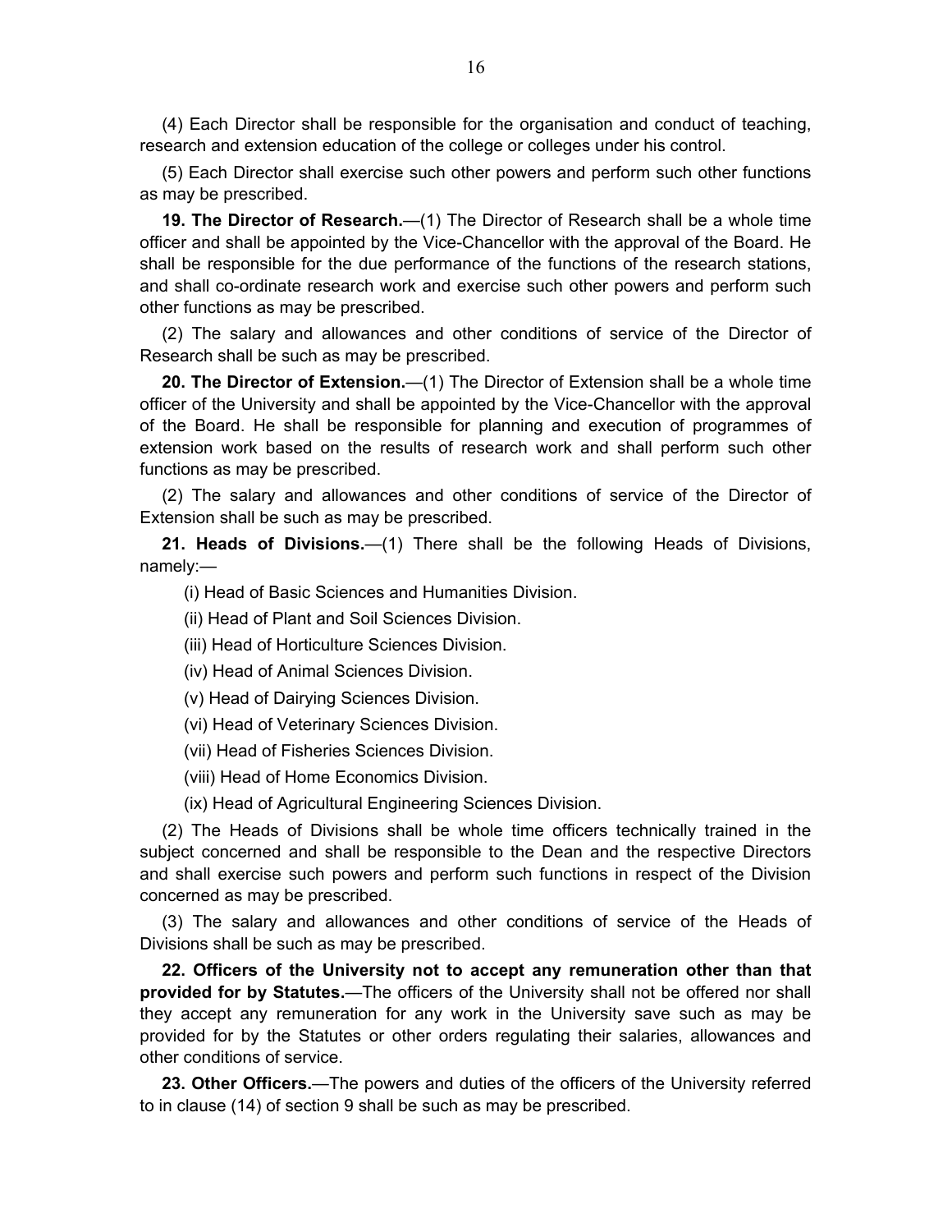(4) Each Director shall be responsible for the organisation and conduct of teaching, research and extension education of the college or colleges under his control.

(5) Each Director shall exercise such other powers and perform such other functions as may be prescribed.

**19. The Director of Research.**—(1) The Director of Research shall be a whole time officer and shall be appointed by the Vice-Chancellor with the approval of the Board. He shall be responsible for the due performance of the functions of the research stations, and shall co-ordinate research work and exercise such other powers and perform such other functions as may be prescribed.

(2) The salary and allowances and other conditions of service of the Director of Research shall be such as may be prescribed.

**20. The Director of Extension.**—(1) The Director of Extension shall be a whole time officer of the University and shall be appointed by the Vice-Chancellor with the approval of the Board. He shall be responsible for planning and execution of programmes of extension work based on the results of research work and shall perform such other functions as may be prescribed.

(2) The salary and allowances and other conditions of service of the Director of Extension shall be such as may be prescribed.

**21. Heads of Divisions.**—(1) There shall be the following Heads of Divisions, namely:—

(i) Head of Basic Sciences and Humanities Division.

(ii) Head of Plant and Soil Sciences Division.

(iii) Head of Horticulture Sciences Division.

(iv) Head of Animal Sciences Division.

(v) Head of Dairying Sciences Division.

(vi) Head of Veterinary Sciences Division.

(vii) Head of Fisheries Sciences Division.

(viii) Head of Home Economics Division.

(ix) Head of Agricultural Engineering Sciences Division.

(2) The Heads of Divisions shall be whole time officers technically trained in the subject concerned and shall be responsible to the Dean and the respective Directors and shall exercise such powers and perform such functions in respect of the Division concerned as may be prescribed.

(3) The salary and allowances and other conditions of service of the Heads of Divisions shall be such as may be prescribed.

**22. Officers of the University not to accept any remuneration other than that provided for by Statutes.**—The officers of the University shall not be offered nor shall they accept any remuneration for any work in the University save such as may be provided for by the Statutes or other orders regulating their salaries, allowances and other conditions of service.

**23. Other Officers.**—The powers and duties of the officers of the University referred to in clause (14) of section 9 shall be such as may be prescribed.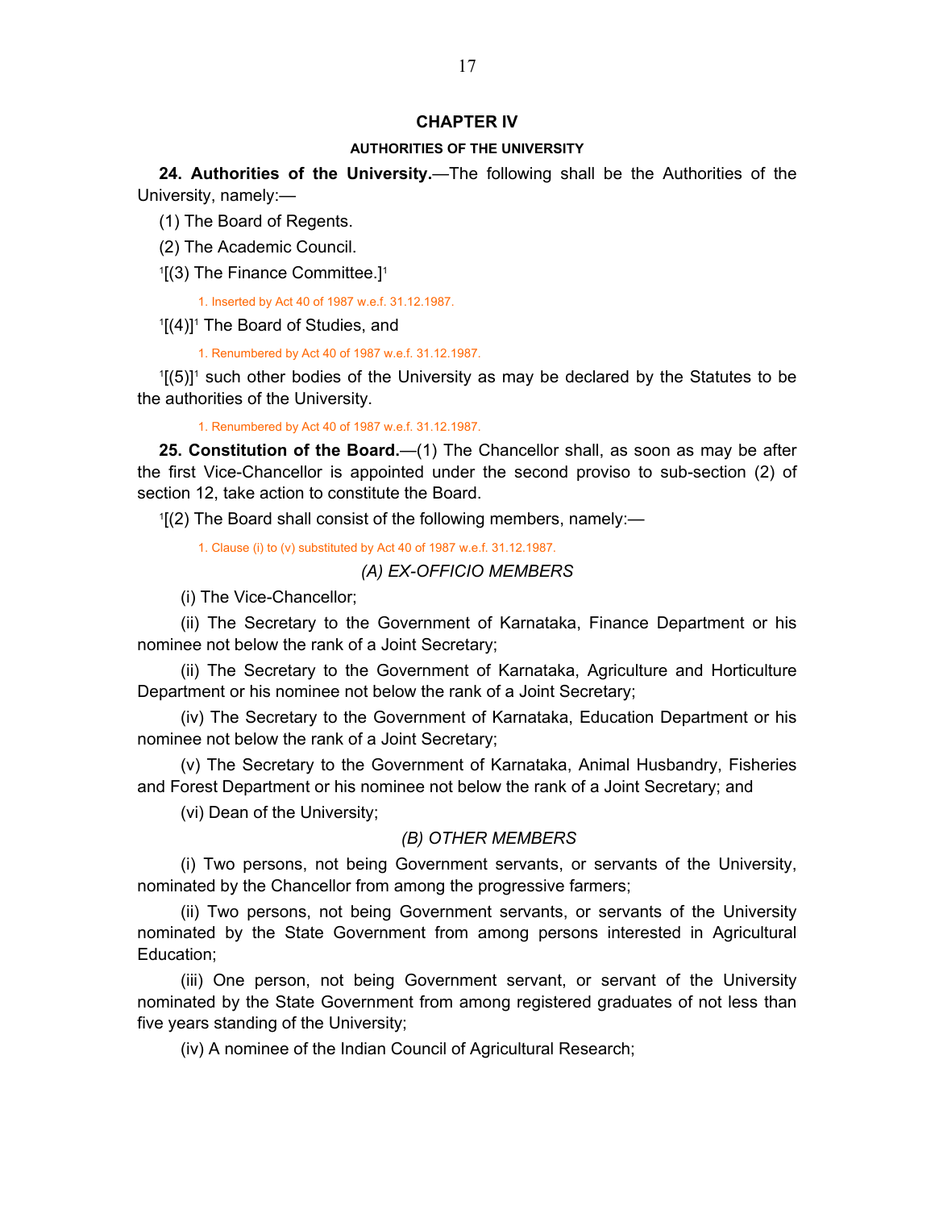## CHAPTER IV

### AUTHORITIES OF THE UNIVERSITY

**24. Authorities of the University.**—The following shall be the Authorities of the University, namely:—

(1) The Board of Regents.

(2) The Academic Council.

[1][(3) The Finance Committee.][1]

1. Inserted by Act 40 of 1987 w.e.f. 31.12.1987.

[1][(4)][1] The Board of Studies, and

1. Renumbered by Act 40 of 1987 w.e.f. 31.12.1987.

[1][(5)][1] such other bodies of the University as may be declared by the Statutes to be the authorities of the University.

1. Renumbered by Act 40 of 1987 w.e.f. 31.12.1987.

**25. Constitution of the Board.**—(1) The Chancellor shall, as soon as may be after the first Vice-Chancellor is appointed under the second proviso to sub-section (2) of section 12, take action to constitute the Board.

[1][(2) The Board shall consist of the following members, namely:—

1. Clause (i) to (v) substituted by Act 40 of 1987 w.e.f. 31.12.1987.

*(A) EX-OFFICIO MEMBERS*

(i) The Vice-Chancellor;

(ii) The Secretary to the Government of Karnataka, Finance Department or his nominee not below the rank of a Joint Secretary;

(ii) The Secretary to the Government of Karnataka, Agriculture and Horticulture Department or his nominee not below the rank of a Joint Secretary;

(iv) The Secretary to the Government of Karnataka, Education Department or his nominee not below the rank of a Joint Secretary;

(v) The Secretary to the Government of Karnataka, Animal Husbandry, Fisheries and Forest Department or his nominee not below the rank of a Joint Secretary; and

(vi) Dean of the University;

*(B) OTHER MEMBERS*

(i) Two persons, not being Government servants, or servants of the University, nominated by the Chancellor from among the progressive farmers;

(ii) Two persons, not being Government servants, or servants of the University nominated by the State Government from among persons interested in Agricultural Education;

(iii) One person, not being Government servant, or servant of the University nominated by the State Government from among registered graduates of not less than five years standing of the University;

(iv) A nominee of the Indian Council of Agricultural Research;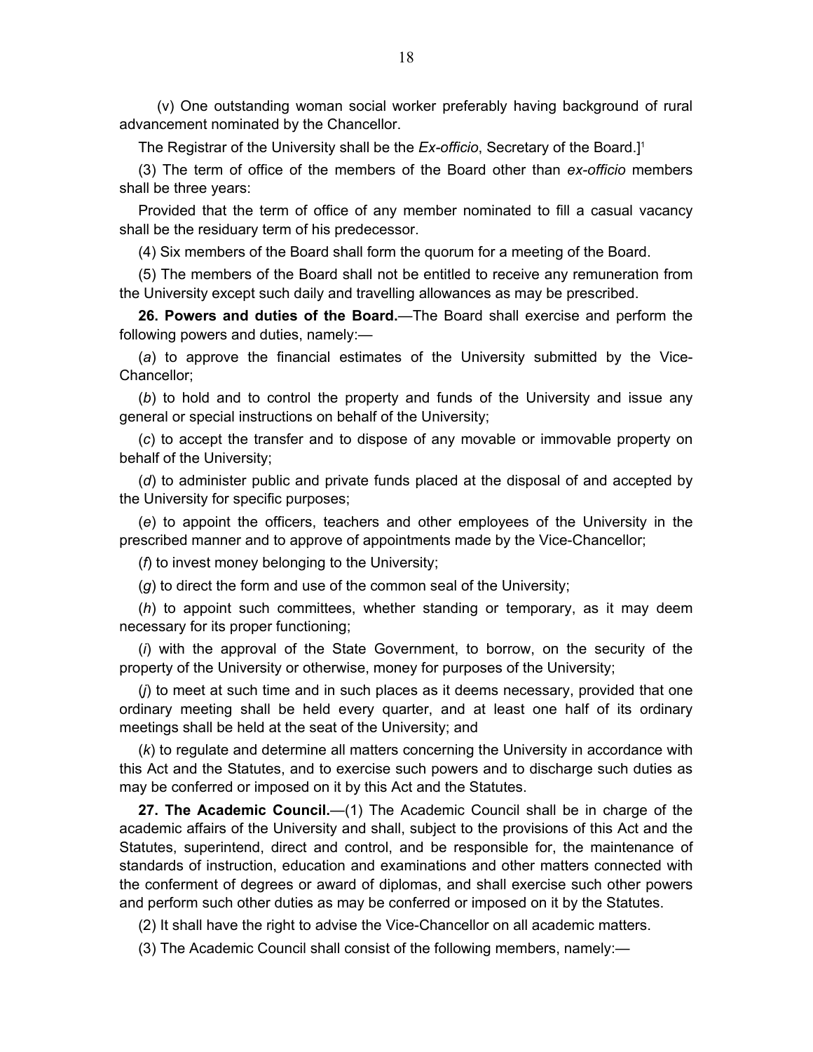(v) One outstanding woman social worker preferably having background of rural advancement nominated by the Chancellor.

The Registrar of the University shall be the *Ex-officio*, Secretary of the Board.][1]

(3) The term of office of the members of the Board other than *ex-officio* members shall be three years:

Provided that the term of office of any member nominated to fill a casual vacancy shall be the residuary term of his predecessor.

(4) Six members of the Board shall form the quorum for a meeting of the Board.

(5) The members of the Board shall not be entitled to receive any remuneration from the University except such daily and travelling allowances as may be prescribed.

**26. Powers and duties of the Board.**—The Board shall exercise and perform the following powers and duties, namely:—

(*a*) to approve the financial estimates of the University submitted by the Vice-Chancellor;

(*b*) to hold and to control the property and funds of the University and issue any general or special instructions on behalf of the University;

(*c*) to accept the transfer and to dispose of any movable or immovable property on behalf of the University;

(*d*) to administer public and private funds placed at the disposal of and accepted by the University for specific purposes;

(*e*) to appoint the officers, teachers and other employees of the University in the prescribed manner and to approve of appointments made by the Vice-Chancellor;

(*f*) to invest money belonging to the University;

(*g*) to direct the form and use of the common seal of the University;

(*h*) to appoint such committees, whether standing or temporary, as it may deem necessary for its proper functioning;

(*i*) with the approval of the State Government, to borrow, on the security of the property of the University or otherwise, money for purposes of the University;

(*j*) to meet at such time and in such places as it deems necessary, provided that one ordinary meeting shall be held every quarter, and at least one half of its ordinary meetings shall be held at the seat of the University; and

(*k*) to regulate and determine all matters concerning the University in accordance with this Act and the Statutes, and to exercise such powers and to discharge such duties as may be conferred or imposed on it by this Act and the Statutes.

**27. The Academic Council.**—(1) The Academic Council shall be in charge of the academic affairs of the University and shall, subject to the provisions of this Act and the Statutes, superintend, direct and control, and be responsible for, the maintenance of standards of instruction, education and examinations and other matters connected with the conferment of degrees or award of diplomas, and shall exercise such other powers and perform such other duties as may be conferred or imposed on it by the Statutes.

(2) It shall have the right to advise the Vice-Chancellor on all academic matters.

(3) The Academic Council shall consist of the following members, namely:—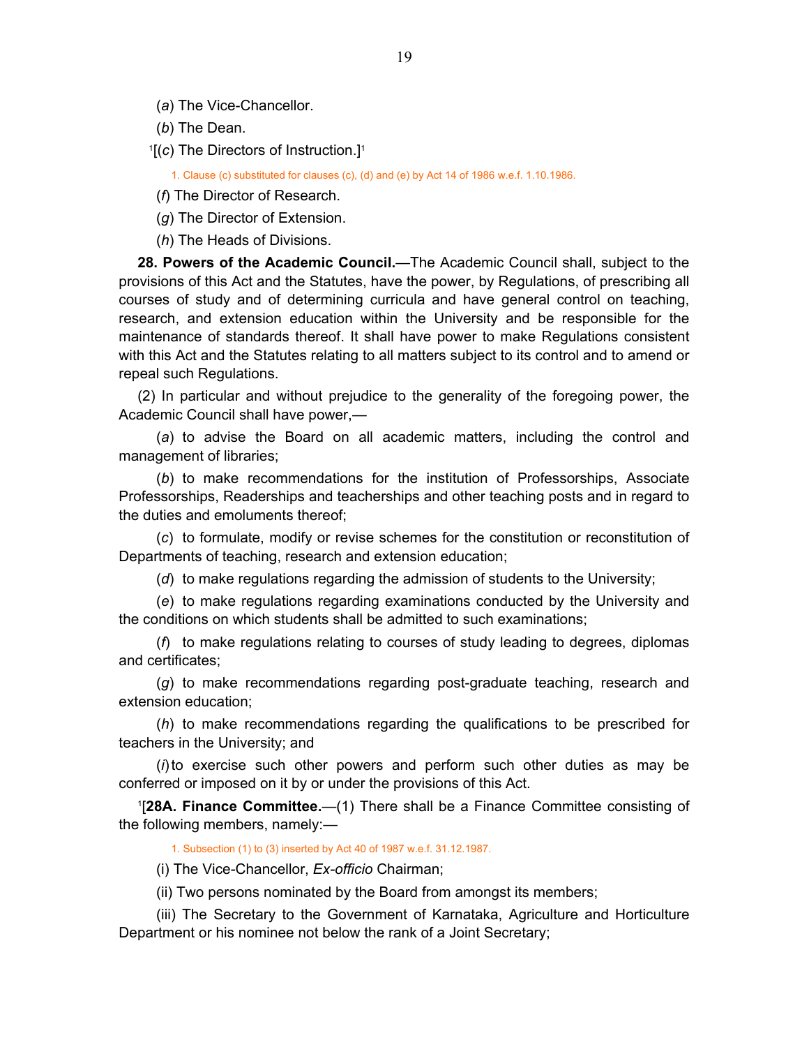(*a*) The Vice-Chancellor.

(*b*) The Dean.

[1][(*c*) The Directors of Instruction.][1]

1. Clause (c) substituted for clauses (c), (d) and (e) by Act 14 of 1986 w.e.f. 1.10.1986.

(*f*) The Director of Research.

(*g*) The Director of Extension.

(*h*) The Heads of Divisions.

**28. Powers of the Academic Council.**—The Academic Council shall, subject to the provisions of this Act and the Statutes, have the power, by Regulations, of prescribing all courses of study and of determining curricula and have general control on teaching, research, and extension education within the University and be responsible for the maintenance of standards thereof. It shall have power to make Regulations consistent with this Act and the Statutes relating to all matters subject to its control and to amend or repeal such Regulations.

(2) In particular and without prejudice to the generality of the foregoing power, the Academic Council shall have power,—

(*a*) to advise the Board on all academic matters, including the control and management of libraries;

(*b*) to make recommendations for the institution of Professorships, Associate Professorships, Readerships and teacherships and other teaching posts and in regard to the duties and emoluments thereof;

(*c*) to formulate, modify or revise schemes for the constitution or reconstitution of Departments of teaching, research and extension education;

(*d*) to make regulations regarding the admission of students to the University;

(*e*) to make regulations regarding examinations conducted by the University and the conditions on which students shall be admitted to such examinations;

(*f*) to make regulations relating to courses of study leading to degrees, diplomas and certificates;

(*g*) to make recommendations regarding post-graduate teaching, research and extension education;

(*h*) to make recommendations regarding the qualifications to be prescribed for teachers in the University; and

(*i*) to exercise such other powers and perform such other duties as may be conferred or imposed on it by or under the provisions of this Act.

[1][**28A. Finance Committee.**—(1) There shall be a Finance Committee consisting of the following members, namely:—

1. Subsection (1) to (3) inserted by Act 40 of 1987 w.e.f. 31.12.1987.

(i) The Vice-Chancellor, *Ex-officio* Chairman;

(ii) Two persons nominated by the Board from amongst its members;

(iii) The Secretary to the Government of Karnataka, Agriculture and Horticulture Department or his nominee not below the rank of a Joint Secretary;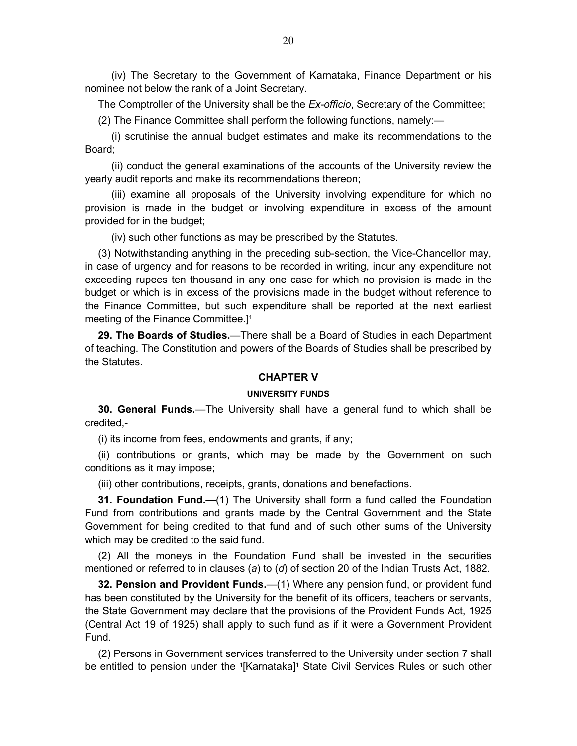(iv) The Secretary to the Government of Karnataka, Finance Department or his nominee not below the rank of a Joint Secretary.

The Comptroller of the University shall be the *Ex-officio*, Secretary of the Committee;

(2) The Finance Committee shall perform the following functions, namely:—

(i) scrutinise the annual budget estimates and make its recommendations to the Board;

(ii) conduct the general examinations of the accounts of the University review the yearly audit reports and make its recommendations thereon;

(iii) examine all proposals of the University involving expenditure for which no provision is made in the budget or involving expenditure in excess of the amount provided for in the budget;

(iv) such other functions as may be prescribed by the Statutes.

(3) Notwithstanding anything in the preceding sub-section, the Vice-Chancellor may, in case of urgency and for reasons to be recorded in writing, incur any expenditure not exceeding rupees ten thousand in any one case for which no provision is made in the budget or which is in excess of the provisions made in the budget without reference to the Finance Committee, but such expenditure shall be reported at the next earliest meeting of the Finance Committee.][1]

**29. The Boards of Studies.**—There shall be a Board of Studies in each Department of teaching. The Constitution and powers of the Boards of Studies shall be prescribed by the Statutes.

## CHAPTER V

### UNIVERSITY FUNDS

**30. General Funds.**—The University shall have a general fund to which shall be credited,-

(i) its income from fees, endowments and grants, if any;

(ii) contributions or grants, which may be made by the Government on such conditions as it may impose;

(iii) other contributions, receipts, grants, donations and benefactions.

**31. Foundation Fund.**—(1) The University shall form a fund called the Foundation Fund from contributions and grants made by the Central Government and the State Government for being credited to that fund and of such other sums of the University which may be credited to the said fund.

(2) All the moneys in the Foundation Fund shall be invested in the securities mentioned or referred to in clauses (*a*) to (*d*) of section 20 of the Indian Trusts Act, 1882.

**32. Pension and Provident Funds.**—(1) Where any pension fund, or provident fund has been constituted by the University for the benefit of its officers, teachers or servants, the State Government may declare that the provisions of the Provident Funds Act, 1925 (Central Act 19 of 1925) shall apply to such fund as if it were a Government Provident Fund.

(2) Persons in Government services transferred to the University under section 7 shall be entitled to pension under the [1][Karnataka][1] State Civil Services Rules or such other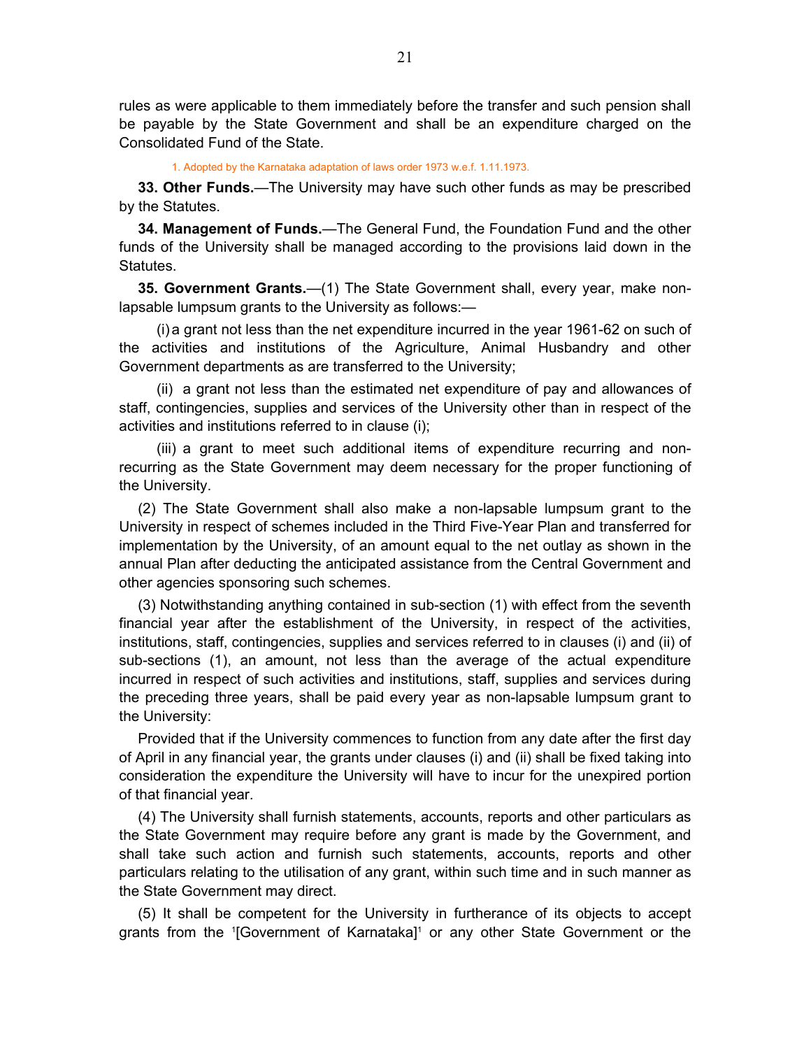rules as were applicable to them immediately before the transfer and such pension shall be payable by the State Government and shall be an expenditure charged on the Consolidated Fund of the State.

1. Adopted by the Karnataka adaptation of laws order 1973 w.e.f. 1.11.1973.

**33. Other Funds.**—The University may have such other funds as may be prescribed by the Statutes.

**34. Management of Funds.**—The General Fund, the Foundation Fund and the other funds of the University shall be managed according to the provisions laid down in the Statutes.

**35. Government Grants.**—(1) The State Government shall, every year, make non-lapsable lumpsum grants to the University as follows:—

(i) a grant not less than the net expenditure incurred in the year 1961-62 on such of the activities and institutions of the Agriculture, Animal Husbandry and other Government departments as are transferred to the University;

(ii) a grant not less than the estimated net expenditure of pay and allowances of staff, contingencies, supplies and services of the University other than in respect of the activities and institutions referred to in clause (i);

(iii) a grant to meet such additional items of expenditure recurring and non-recurring as the State Government may deem necessary for the proper functioning of the University.

(2) The State Government shall also make a non-lapsable lumpsum grant to the University in respect of schemes included in the Third Five-Year Plan and transferred for implementation by the University, of an amount equal to the net outlay as shown in the annual Plan after deducting the anticipated assistance from the Central Government and other agencies sponsoring such schemes.

(3) Notwithstanding anything contained in sub-section (1) with effect from the seventh financial year after the establishment of the University, in respect of the activities, institutions, staff, contingencies, supplies and services referred to in clauses (i) and (ii) of sub-sections (1), an amount, not less than the average of the actual expenditure incurred in respect of such activities and institutions, staff, supplies and services during the preceding three years, shall be paid every year as non-lapsable lumpsum grant to the University:

Provided that if the University commences to function from any date after the first day of April in any financial year, the grants under clauses (i) and (ii) shall be fixed taking into consideration the expenditure the University will have to incur for the unexpired portion of that financial year.

(4) The University shall furnish statements, accounts, reports and other particulars as the State Government may require before any grant is made by the Government, and shall take such action and furnish such statements, accounts, reports and other particulars relating to the utilisation of any grant, within such time and in such manner as the State Government may direct.

(5) It shall be competent for the University in furtherance of its objects to accept grants from the [1][Government of Karnataka][1] or any other State Government or the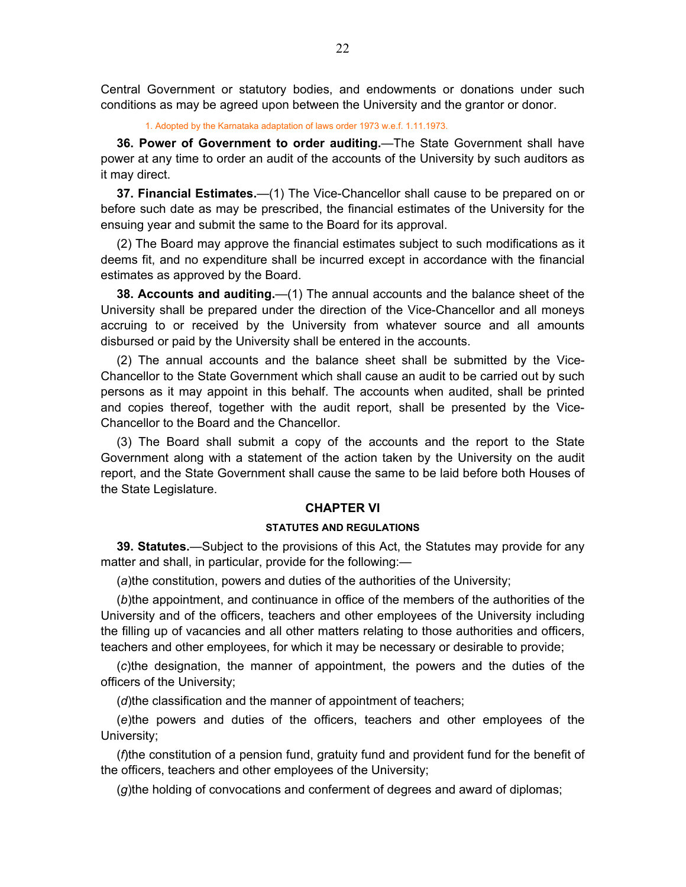Central Government or statutory bodies, and endowments or donations under such conditions as may be agreed upon between the University and the grantor or donor.

1. Adopted by the Karnataka adaptation of laws order 1973 w.e.f. 1.11.1973.

**36. Power of Government to order auditing.**—The State Government shall have power at any time to order an audit of the accounts of the University by such auditors as it may direct.

**37. Financial Estimates.**—(1) The Vice-Chancellor shall cause to be prepared on or before such date as may be prescribed, the financial estimates of the University for the ensuing year and submit the same to the Board for its approval.

(2) The Board may approve the financial estimates subject to such modifications as it deems fit, and no expenditure shall be incurred except in accordance with the financial estimates as approved by the Board.

**38. Accounts and auditing.**—(1) The annual accounts and the balance sheet of the University shall be prepared under the direction of the Vice-Chancellor and all moneys accruing to or received by the University from whatever source and all amounts disbursed or paid by the University shall be entered in the accounts.

(2) The annual accounts and the balance sheet shall be submitted by the Vice-Chancellor to the State Government which shall cause an audit to be carried out by such persons as it may appoint in this behalf. The accounts when audited, shall be printed and copies thereof, together with the audit report, shall be presented by the Vice-Chancellor to the Board and the Chancellor.

(3) The Board shall submit a copy of the accounts and the report to the State Government along with a statement of the action taken by the University on the audit report, and the State Government shall cause the same to be laid before both Houses of the State Legislature.

## CHAPTER VI

### STATUTES AND REGULATIONS

**39. Statutes.**—Subject to the provisions of this Act, the Statutes may provide for any matter and shall, in particular, provide for the following:—

(*a*)the constitution, powers and duties of the authorities of the University;

(*b*)the appointment, and continuance in office of the members of the authorities of the University and of the officers, teachers and other employees of the University including the filling up of vacancies and all other matters relating to those authorities and officers, teachers and other employees, for which it may be necessary or desirable to provide;

(*c*)the designation, the manner of appointment, the powers and the duties of the officers of the University;

(*d*)the classification and the manner of appointment of teachers;

(*e*)the powers and duties of the officers, teachers and other employees of the University;

(*f*)the constitution of a pension fund, gratuity fund and provident fund for the benefit of the officers, teachers and other employees of the University;

(*g*)the holding of convocations and conferment of degrees and award of diplomas;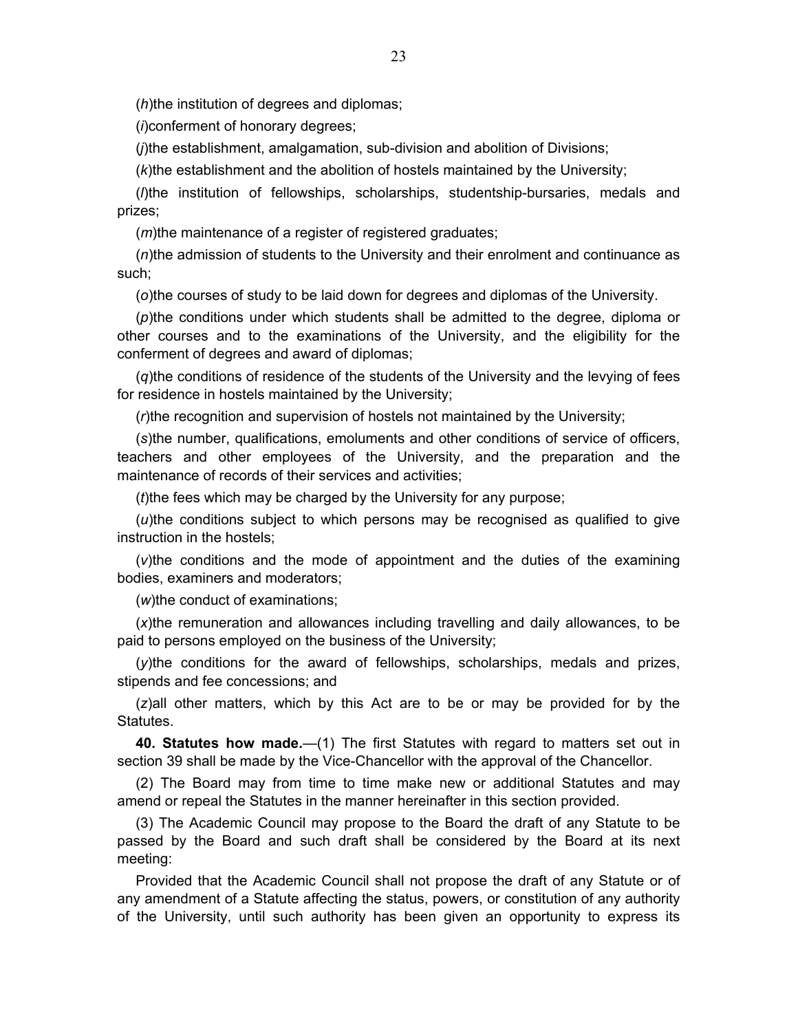(*h*)the institution of degrees and diplomas;

(*i*)conferment of honorary degrees;

(*j*)the establishment, amalgamation, sub-division and abolition of Divisions;

(*k*)the establishment and the abolition of hostels maintained by the University;

(*l*)the institution of fellowships, scholarships, studentship-bursaries, medals and prizes;

(*m*)the maintenance of a register of registered graduates;

(*n*)the admission of students to the University and their enrolment and continuance as such;

(*o*)the courses of study to be laid down for degrees and diplomas of the University.

(*p*)the conditions under which students shall be admitted to the degree, diploma or other courses and to the examinations of the University, and the eligibility for the conferment of degrees and award of diplomas;

(*q*)the conditions of residence of the students of the University and the levying of fees for residence in hostels maintained by the University;

(*r*)the recognition and supervision of hostels not maintained by the University;

(*s*)the number, qualifications, emoluments and other conditions of service of officers, teachers and other employees of the University, and the preparation and the maintenance of records of their services and activities;

(*t*)the fees which may be charged by the University for any purpose;

(*u*)the conditions subject to which persons may be recognised as qualified to give instruction in the hostels;

(*v*)the conditions and the mode of appointment and the duties of the examining bodies, examiners and moderators;

(*w*)the conduct of examinations;

(*x*)the remuneration and allowances including travelling and daily allowances, to be paid to persons employed on the business of the University;

(*y*)the conditions for the award of fellowships, scholarships, medals and prizes, stipends and fee concessions; and

(*z*)all other matters, which by this Act are to be or may be provided for by the Statutes.

**40. Statutes how made.**—(1) The first Statutes with regard to matters set out in section 39 shall be made by the Vice-Chancellor with the approval of the Chancellor.

(2) The Board may from time to time make new or additional Statutes and may amend or repeal the Statutes in the manner hereinafter in this section provided.

(3) The Academic Council may propose to the Board the draft of any Statute to be passed by the Board and such draft shall be considered by the Board at its next meeting:

Provided that the Academic Council shall not propose the draft of any Statute or of any amendment of a Statute affecting the status, powers, or constitution of any authority of the University, until such authority has been given an opportunity to express its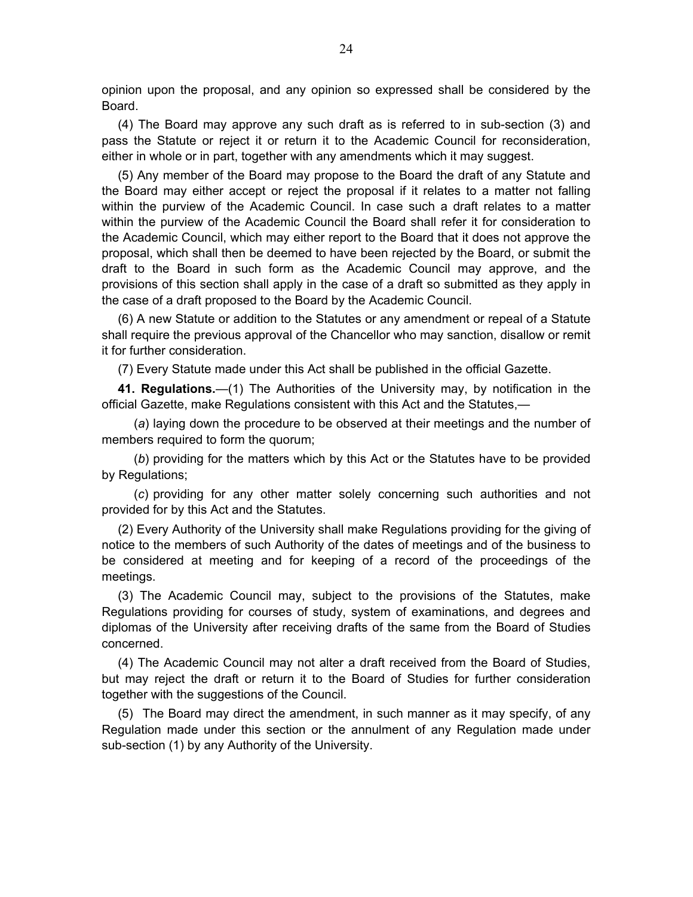opinion upon the proposal, and any opinion so expressed shall be considered by the Board.

(4) The Board may approve any such draft as is referred to in sub-section (3) and pass the Statute or reject it or return it to the Academic Council for reconsideration, either in whole or in part, together with any amendments which it may suggest.

(5) Any member of the Board may propose to the Board the draft of any Statute and the Board may either accept or reject the proposal if it relates to a matter not falling within the purview of the Academic Council. In case such a draft relates to a matter within the purview of the Academic Council the Board shall refer it for consideration to the Academic Council, which may either report to the Board that it does not approve the proposal, which shall then be deemed to have been rejected by the Board, or submit the draft to the Board in such form as the Academic Council may approve, and the provisions of this section shall apply in the case of a draft so submitted as they apply in the case of a draft proposed to the Board by the Academic Council.

(6) A new Statute or addition to the Statutes or any amendment or repeal of a Statute shall require the previous approval of the Chancellor who may sanction, disallow or remit it for further consideration.

(7) Every Statute made under this Act shall be published in the official Gazette.

**41. Regulations.**—(1) The Authorities of the University may, by notification in the official Gazette, make Regulations consistent with this Act and the Statutes,—

(*a*) laying down the procedure to be observed at their meetings and the number of members required to form the quorum;

(*b*) providing for the matters which by this Act or the Statutes have to be provided by Regulations;

(*c*) providing for any other matter solely concerning such authorities and not provided for by this Act and the Statutes.

(2) Every Authority of the University shall make Regulations providing for the giving of notice to the members of such Authority of the dates of meetings and of the business to be considered at meeting and for keeping of a record of the proceedings of the meetings.

(3) The Academic Council may, subject to the provisions of the Statutes, make Regulations providing for courses of study, system of examinations, and degrees and diplomas of the University after receiving drafts of the same from the Board of Studies concerned.

(4) The Academic Council may not alter a draft received from the Board of Studies, but may reject the draft or return it to the Board of Studies for further consideration together with the suggestions of the Council.

(5) The Board may direct the amendment, in such manner as it may specify, of any Regulation made under this section or the annulment of any Regulation made under sub-section (1) by any Authority of the University.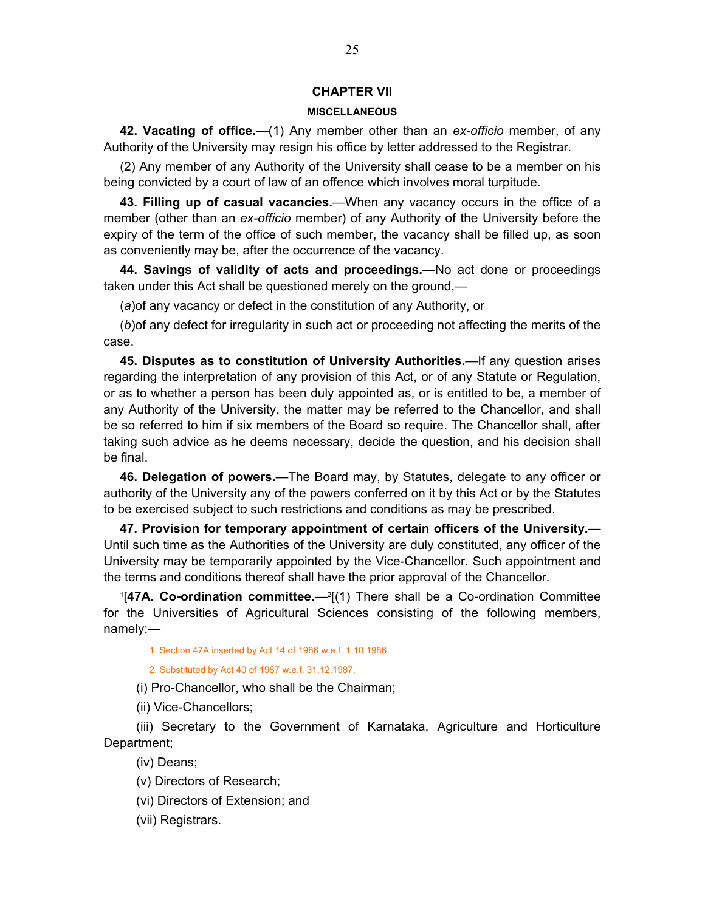## CHAPTER VII

### MISCELLANEOUS

**42. Vacating of office.**—(1) Any member other than an *ex-officio* member, of any Authority of the University may resign his office by letter addressed to the Registrar.

(2) Any member of any Authority of the University shall cease to be a member on his being convicted by a court of law of an offence which involves moral turpitude.

**43. Filling up of casual vacancies.**—When any vacancy occurs in the office of a member (other than an *ex-officio* member) of any Authority of the University before the expiry of the term of the office of such member, the vacancy shall be filled up, as soon as conveniently may be, after the occurrence of the vacancy.

**44. Savings of validity of acts and proceedings.**—No act done or proceedings taken under this Act shall be questioned merely on the ground,—

(*a*)of any vacancy or defect in the constitution of any Authority, or

(*b*)of any defect for irregularity in such act or proceeding not affecting the merits of the case.

**45. Disputes as to constitution of University Authorities.**—If any question arises regarding the interpretation of any provision of this Act, or of any Statute or Regulation, or as to whether a person has been duly appointed as, or is entitled to be, a member of any Authority of the University, the matter may be referred to the Chancellor, and shall be so referred to him if six members of the Board so require. The Chancellor shall, after taking such advice as he deems necessary, decide the question, and his decision shall be final.

**46. Delegation of powers.**—The Board may, by Statutes, delegate to any officer or authority of the University any of the powers conferred on it by this Act or by the Statutes to be exercised subject to such restrictions and conditions as may be prescribed.

**47. Provision for temporary appointment of certain officers of the University.**—Until such time as the Authorities of the University are duly constituted, any officer of the University may be temporarily appointed by the Vice-Chancellor. Such appointment and the terms and conditions thereof shall have the prior approval of the Chancellor.

[1][**47A. Co-ordination committee.**—[2][(1) There shall be a Co-ordination Committee for the Universities of Agricultural Sciences consisting of the following members, namely:—

1. Section 47A inserted by Act 14 of 1986 w.e.f. 1.10.1986.

2. Substituted by Act 40 of 1987 w.e.f. 31.12.1987.

(i) Pro-Chancellor, who shall be the Chairman;

(ii) Vice-Chancellors;

(iii) Secretary to the Government of Karnataka, Agriculture and Horticulture Department;

(iv) Deans;

(v) Directors of Research;

(vi) Directors of Extension; and

(vii) Registrars.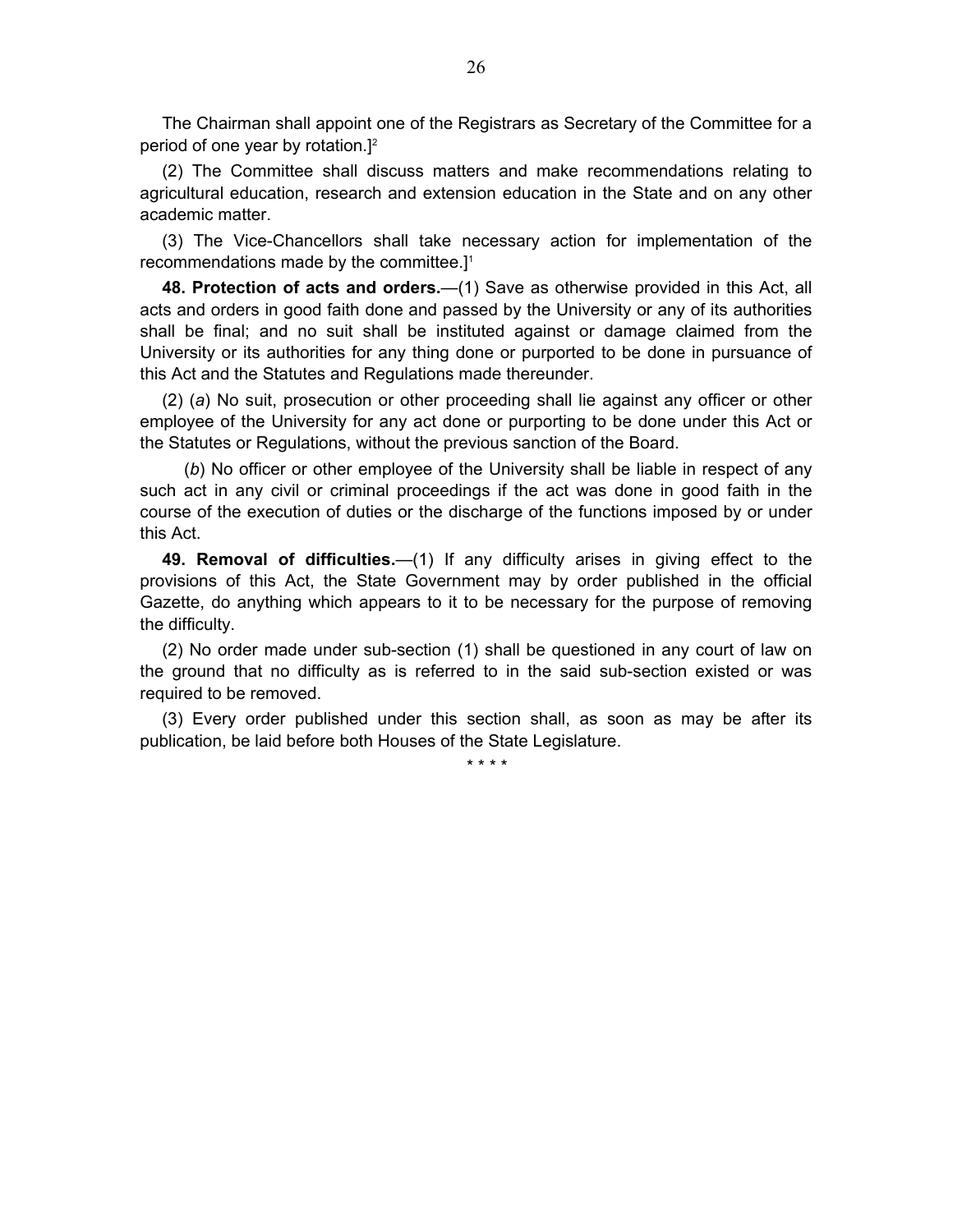The Chairman shall appoint one of the Registrars as Secretary of the Committee for a period of one year by rotation.][2]

(2) The Committee shall discuss matters and make recommendations relating to agricultural education, research and extension education in the State and on any other academic matter.

(3) The Vice-Chancellors shall take necessary action for implementation of the recommendations made by the committee.][1]

**48. Protection of acts and orders.**—(1) Save as otherwise provided in this Act, all acts and orders in good faith done and passed by the University or any of its authorities shall be final; and no suit shall be instituted against or damage claimed from the University or its authorities for any thing done or purported to be done in pursuance of this Act and the Statutes and Regulations made thereunder.

(2) (*a*) No suit, prosecution or other proceeding shall lie against any officer or other employee of the University for any act done or purporting to be done under this Act or the Statutes or Regulations, without the previous sanction of the Board.

(*b*) No officer or other employee of the University shall be liable in respect of any such act in any civil or criminal proceedings if the act was done in good faith in the course of the execution of duties or the discharge of the functions imposed by or under this Act.

**49. Removal of difficulties.**—(1) If any difficulty arises in giving effect to the provisions of this Act, the State Government may by order published in the official Gazette, do anything which appears to it to be necessary for the purpose of removing the difficulty.

(2) No order made under sub-section (1) shall be questioned in any court of law on the ground that no difficulty as is referred to in the said sub-section existed or was required to be removed.

(3) Every order published under this section shall, as soon as may be after its publication, be laid before both Houses of the State Legislature.

\* \* \* \*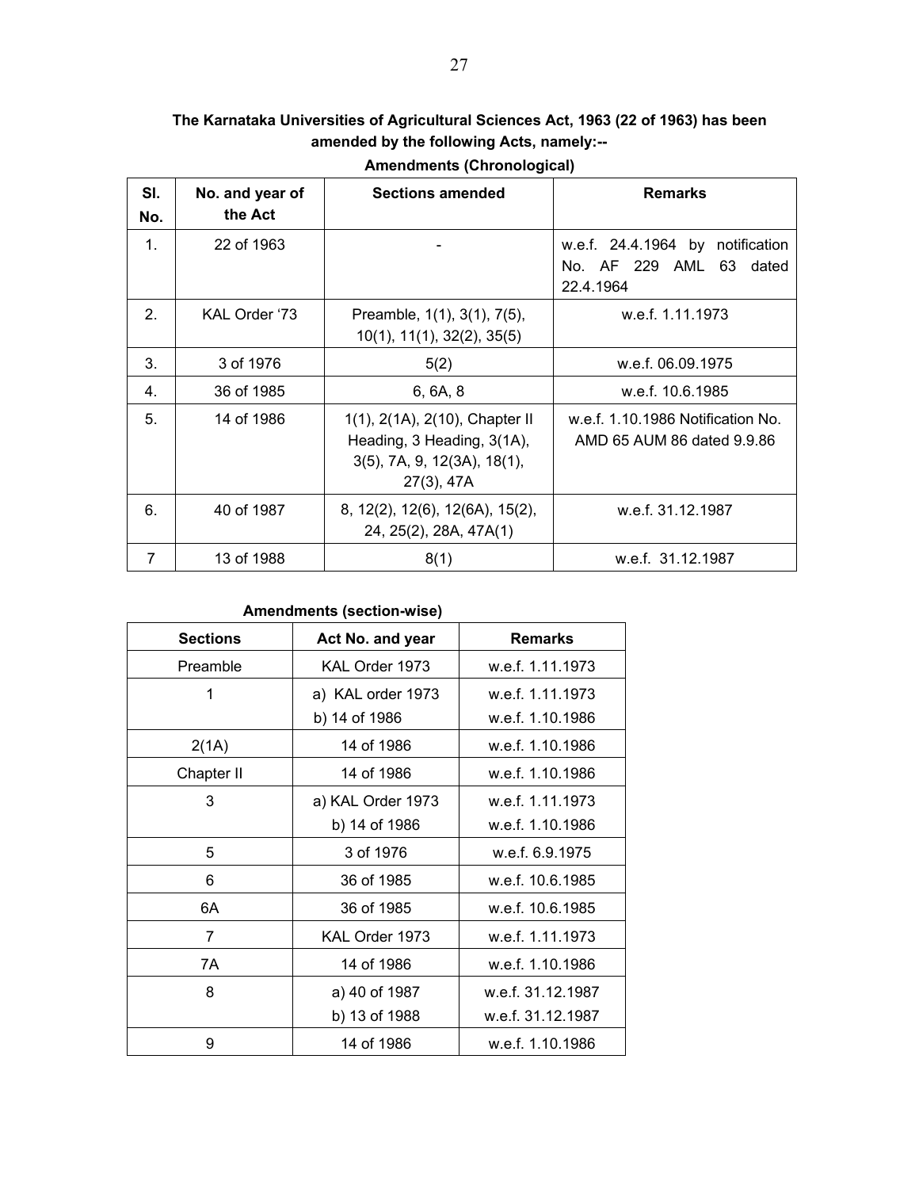**The Karnataka Universities of Agricultural Sciences Act, 1963 (22 of 1963) has been amended by the following Acts, namely:--**

**Amendments (Chronological)**

| Sl. No. | No. and year of the Act | Sections amended | Remarks |
|---|---|---|---|
| 1. | 22 of 1963 | - | w.e.f. 24.4.1964 by notification No. AF 229 AML 63 dated 22.4.1964 |
| 2. | KAL Order '73 | Preamble, 1(1), 3(1), 7(5), 10(1), 11(1), 32(2), 35(5) | w.e.f. 1.11.1973 |
| 3. | 3 of 1976 | 5(2) | w.e.f. 06.09.1975 |
| 4. | 36 of 1985 | 6, 6A, 8 | w.e.f. 10.6.1985 |
| 5. | 14 of 1986 | 1(1), 2(1A), 2(10), Chapter II Heading, 3 Heading, 3(1A), 3(5), 7A, 9, 12(3A), 18(1), 27(3), 47A | w.e.f. 1.10.1986 Notification No. AMD 65 AUM 86 dated 9.9.86 |
| 6. | 40 of 1987 | 8, 12(2), 12(6), 12(6A), 15(2), 24, 25(2), 28A, 47A(1) | w.e.f. 31.12.1987 |
| 7 | 13 of 1988 | 8(1) | w.e.f. 31.12.1987 |

**Amendments (section-wise)**

| Sections | Act No. and year | Remarks |
|---|---|---|
| Preamble | KAL Order 1973 | w.e.f. 1.11.1973 |
| 1 | a) KAL order 1973<br>b) 14 of 1986 | w.e.f. 1.11.1973<br>w.e.f. 1.10.1986 |
| 2(1A) | 14 of 1986 | w.e.f. 1.10.1986 |
| Chapter II | 14 of 1986 | w.e.f. 1.10.1986 |
| 3 | a) KAL Order 1973<br>b) 14 of 1986 | w.e.f. 1.11.1973<br>w.e.f. 1.10.1986 |
| 5 | 3 of 1976 | w.e.f. 6.9.1975 |
| 6 | 36 of 1985 | w.e.f. 10.6.1985 |
| 6A | 36 of 1985 | w.e.f. 10.6.1985 |
| 7 | KAL Order 1973 | w.e.f. 1.11.1973 |
| 7A | 14 of 1986 | w.e.f. 1.10.1986 |
| 8 | a) 40 of 1987<br>b) 13 of 1988 | w.e.f. 31.12.1987<br>w.e.f. 31.12.1987 |
| 9 | 14 of 1986 | w.e.f. 1.10.1986 |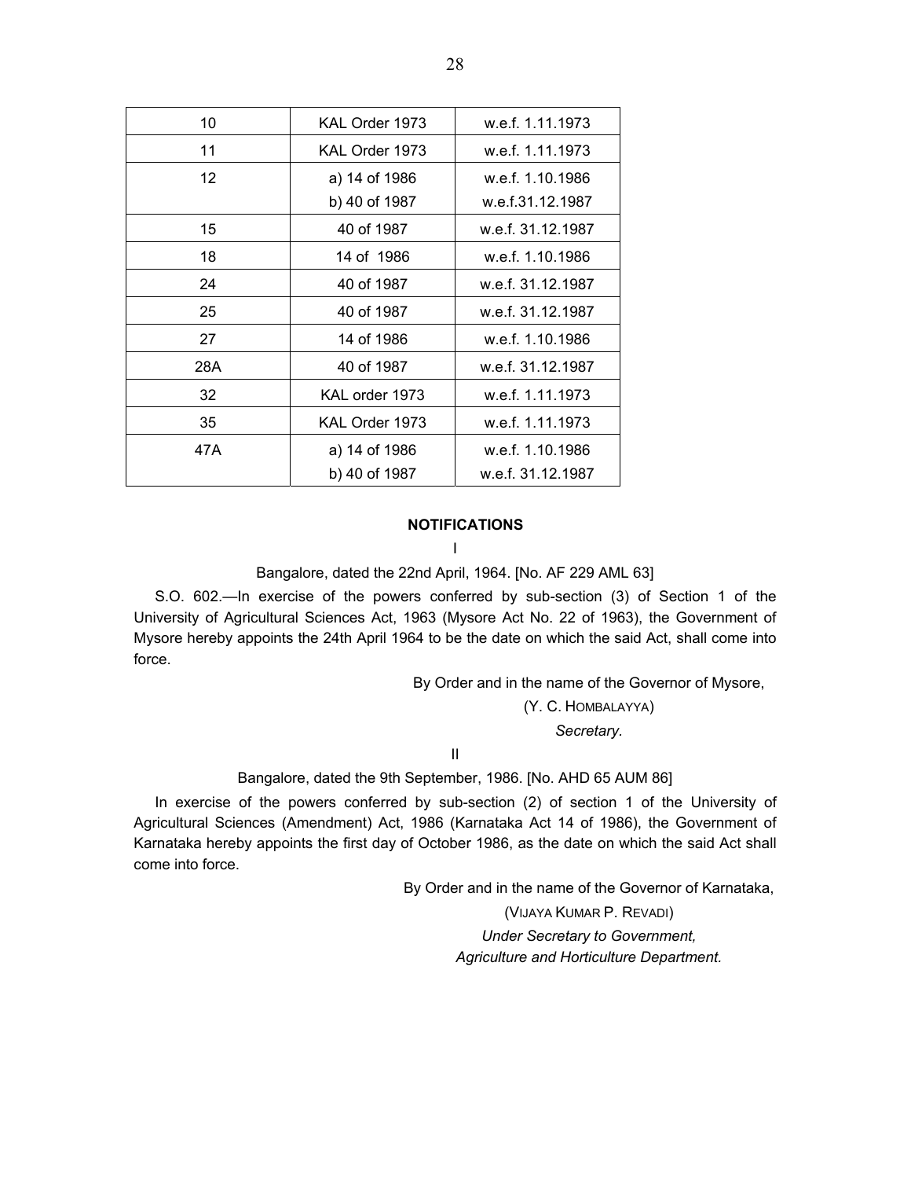| | | |
|---|---|---|
| 10 | KAL Order 1973 | w.e.f. 1.11.1973 |
| 11 | KAL Order 1973 | w.e.f. 1.11.1973 |
| 12 | a) 14 of 1986<br>b) 40 of 1987 | w.e.f. 1.10.1986<br>w.e.f.31.12.1987 |
| 15 | 40 of 1987 | w.e.f. 31.12.1987 |
| 18 | 14 of 1986 | w.e.f. 1.10.1986 |
| 24 | 40 of 1987 | w.e.f. 31.12.1987 |
| 25 | 40 of 1987 | w.e.f. 31.12.1987 |
| 27 | 14 of 1986 | w.e.f. 1.10.1986 |
| 28A | 40 of 1987 | w.e.f. 31.12.1987 |
| 32 | KAL order 1973 | w.e.f. 1.11.1973 |
| 35 | KAL Order 1973 | w.e.f. 1.11.1973 |
| 47A | a) 14 of 1986<br>b) 40 of 1987 | w.e.f. 1.10.1986<br>w.e.f. 31.12.1987 |

## NOTIFICATIONS

I

Bangalore, dated the 22nd April, 1964. [No. AF 229 AML 63]

S.O. 602.—In exercise of the powers conferred by sub-section (3) of Section 1 of the University of Agricultural Sciences Act, 1963 (Mysore Act No. 22 of 1963), the Government of Mysore hereby appoints the 24th April 1964 to be the date on which the said Act, shall come into force.

By Order and in the name of the Governor of Mysore,

(Y. C. HOMBALAYYA)

*Secretary.*

II

Bangalore, dated the 9th September, 1986. [No. AHD 65 AUM 86]

In exercise of the powers conferred by sub-section (2) of section 1 of the University of Agricultural Sciences (Amendment) Act, 1986 (Karnataka Act 14 of 1986), the Government of Karnataka hereby appoints the first day of October 1986, as the date on which the said Act shall come into force.

By Order and in the name of the Governor of Karnataka,

(VIJAYA KUMAR P. REVADI)

*Under Secretary to Government,*
*Agriculture and Horticulture Department.*